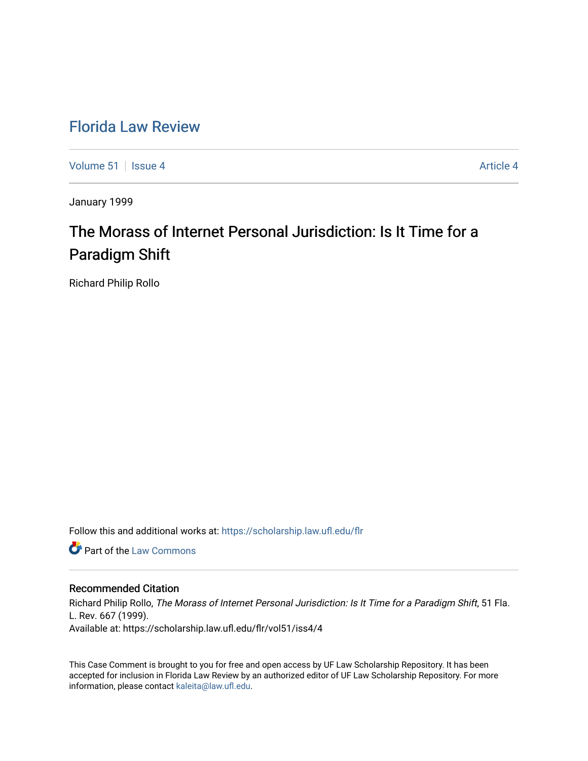# Florida Law Review

Volume 51 | Issue 4 | Article 4

January 1999

## The Morass of Internet Personal Jurisdiction: Is It Time for a Paradigm Shift

Richard Philip Rollo

Follow this and additional works at: https://scholarship.law.ufl.edu/flr

Part of the Law Commons

### Recommended Citation

Richard Philip Rollo, *The Morass of Internet Personal Jurisdiction: Is It Time for a Paradigm Shift*, 51 Fla. L. Rev. 667 (1999).
Available at: https://scholarship.law.ufl.edu/flr/vol51/iss4/4

This Case Comment is brought to you for free and open access by UF Law Scholarship Repository. It has been accepted for inclusion in Florida Law Review by an authorized editor of UF Law Scholarship Repository. For more information, please contact kaleita@law.ufl.edu.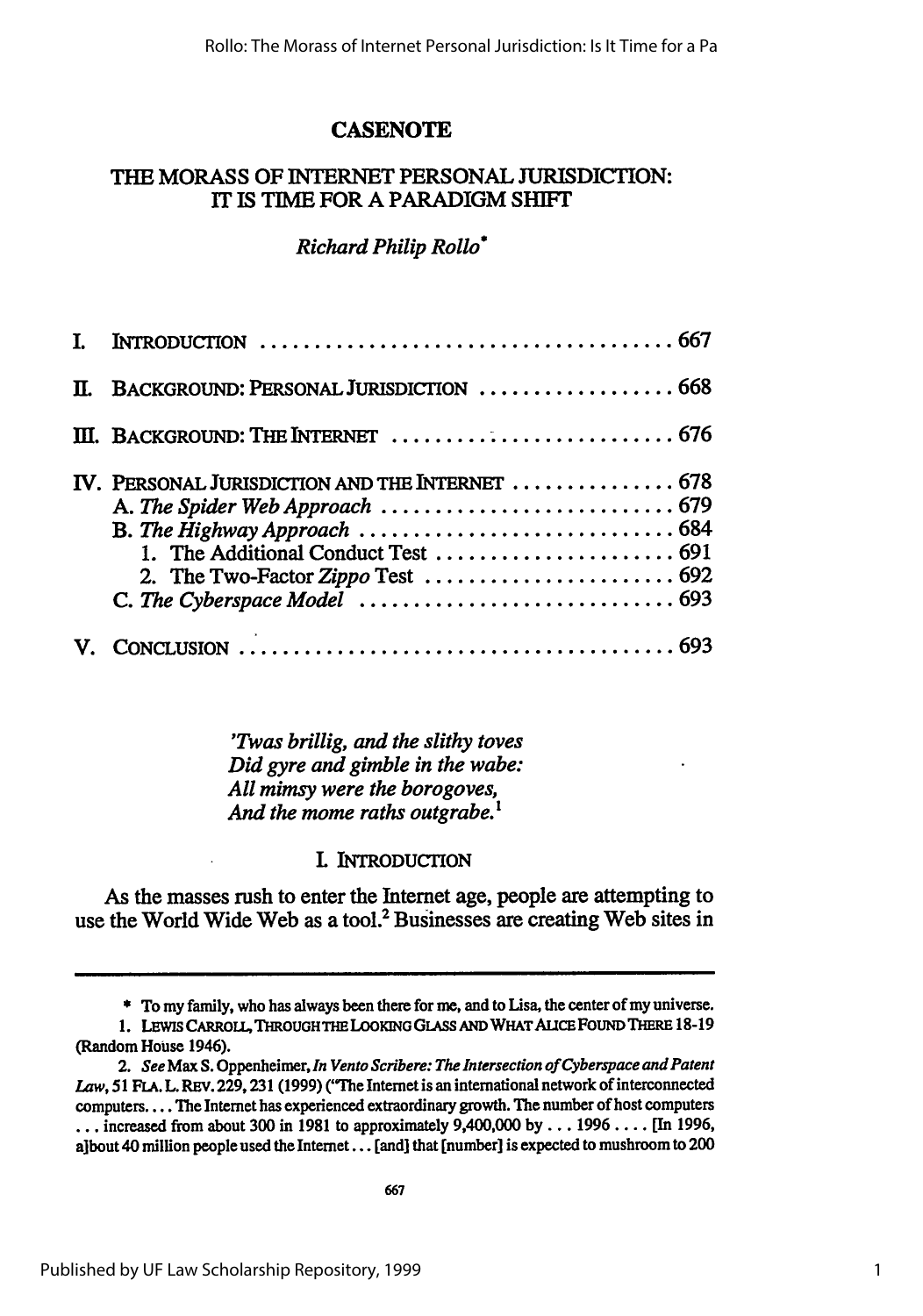## CASENOTE

# THE MORASS OF INTERNET PERSONAL JURISDICTION: IT IS TIME FOR A PARADIGM SHIFT

*Richard Philip Rollo*[*]

I. INTRODUCTION .......................................... 667

II. BACKGROUND: PERSONAL JURISDICTION .................. 668

III. BACKGROUND: THE INTERNET .......................... 676

IV. PERSONAL JURISDICTION AND THE INTERNET ............... 678
- A. *The Spider Web Approach* ........................... 679
- B. *The Highway Approach* ............................. 684
  - 1. The Additional Conduct Test ...................... 691
  - 2. The Two-Factor *Zippo* Test ....................... 692
- C. *The Cyberspace Model* ............................. 693

V. CONCLUSION ............................................ 693

> *'Twas brillig, and the slithy toves*
> *Did gyre and gimble in the wabe:*
> *All mimsy were the borogoves,*
> *And the mome raths outgrabe.*[1]

## I. INTRODUCTION

As the masses rush to enter the Internet age, people are attempting to use the World Wide Web as a tool.[2] Businesses are creating Web sites in

---

\* To my family, who has always been there for me, and to Lisa, the center of my universe.

1. LEWIS CARROLL, THROUGH THE LOOKING GLASS AND WHAT ALICE FOUND THERE 18-19 (Random House 1946).

2. *See* Max S. Oppenheimer, *In Vento Scribere: The Intersection of Cyberspace and Patent Law*, 51 FLA. L. REV. 229, 231 (1999) ("The Internet is an international network of interconnected computers. . . . The Internet has experienced extraordinary growth. The number of host computers . . . increased from about 300 in 1981 to approximately 9,400,000 by . . . 1996 . . . . [In 1996, a]bout 40 million people used the Internet . . . [and] that [number] is expected to mushroom to 200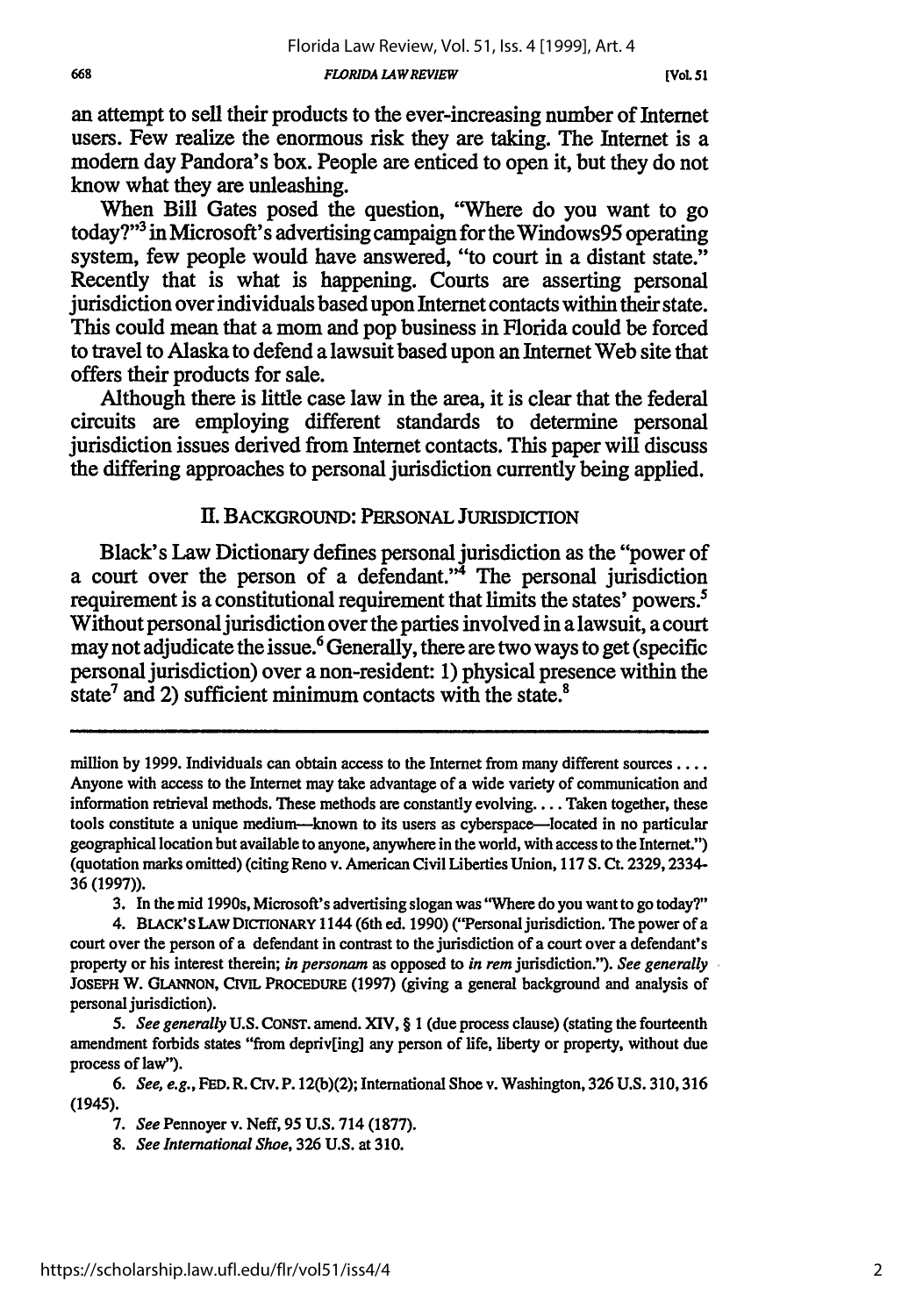an attempt to sell their products to the ever-increasing number of Internet users. Few realize the enormous risk they are taking. The Internet is a modern day Pandora's box. People are enticed to open it, but they do not know what they are unleashing.

When Bill Gates posed the question, "Where do you want to go today?"[3] in Microsoft's advertising campaign for the Windows95 operating system, few people would have answered, "to court in a distant state." Recently that is what is happening. Courts are asserting personal jurisdiction over individuals based upon Internet contacts within their state. This could mean that a mom and pop business in Florida could be forced to travel to Alaska to defend a lawsuit based upon an Internet Web site that offers their products for sale.

Although there is little case law in the area, it is clear that the federal circuits are employing different standards to determine personal jurisdiction issues derived from Internet contacts. This paper will discuss the differing approaches to personal jurisdiction currently being applied.

## II. BACKGROUND: PERSONAL JURISDICTION

Black's Law Dictionary defines personal jurisdiction as the "power of a court over the person of a defendant."[4] The personal jurisdiction requirement is a constitutional requirement that limits the states' powers.[5] Without personal jurisdiction over the parties involved in a lawsuit, a court may not adjudicate the issue.[6] Generally, there are two ways to get (specific personal jurisdiction) over a non-resident: 1) physical presence within the state[7] and 2) sufficient minimum contacts with the state.[8]

---

million by 1999. Individuals can obtain access to the Internet from many different sources .... Anyone with access to the Internet may take advantage of a wide variety of communication and information retrieval methods. These methods are constantly evolving.... Taken together, these tools constitute a unique medium—known to its users as cyberspace—located in no particular geographical location but available to anyone, anywhere in the world, with access to the Internet.") (quotation marks omitted) (citing Reno v. American Civil Liberties Union, 117 S. Ct. 2329, 2334-36 (1997)).

3. In the mid 1990s, Microsoft's advertising slogan was "Where do you want to go today?"

4. BLACK'S LAW DICTIONARY 1144 (6th ed. 1990) ("Personal jurisdiction. The power of a court over the person of a defendant in contrast to the jurisdiction of a court over a defendant's property or his interest therein; *in personam* as opposed to *in rem* jurisdiction."). *See generally* JOSEPH W. GLANNON, CIVIL PROCEDURE (1997) (giving a general background and analysis of personal jurisdiction).

5. *See generally* U.S. CONST. amend. XIV, § 1 (due process clause) (stating the fourteenth amendment forbids states "from depriv[ing] any person of life, liberty or property, without due process of law").

6. *See, e.g.*, FED. R. CIV. P. 12(b)(2); International Shoe v. Washington, 326 U.S. 310, 316 (1945).

7. *See* Pennoyer v. Neff, 95 U.S. 714 (1877).

8. *See International Shoe*, 326 U.S. at 310.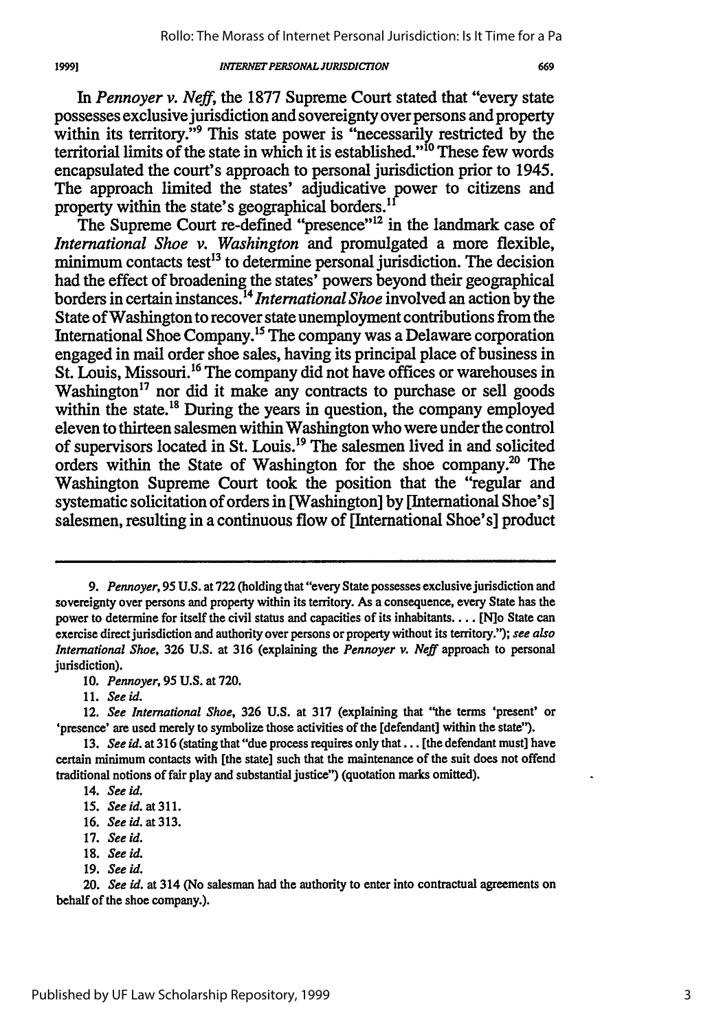In *Pennoyer v. Neff*, the 1877 Supreme Court stated that "every state possesses exclusive jurisdiction and sovereignty over persons and property within its territory."[9] This state power is "necessarily restricted by the territorial limits of the state in which it is established."[10] These few words encapsulated the court's approach to personal jurisdiction prior to 1945. The approach limited the states' adjudicative power to citizens and property within the state's geographical borders.[11]

The Supreme Court re-defined "presence"[12] in the landmark case of *International Shoe v. Washington* and promulgated a more flexible, minimum contacts test[13] to determine personal jurisdiction. The decision had the effect of broadening the states' powers beyond their geographical borders in certain instances.[14] *International Shoe* involved an action by the State of Washington to recover state unemployment contributions from the International Shoe Company.[15] The company was a Delaware corporation engaged in mail order shoe sales, having its principal place of business in St. Louis, Missouri.[16] The company did not have offices or warehouses in Washington[17] nor did it make any contracts to purchase or sell goods within the state.[18] During the years in question, the company employed eleven to thirteen salesmen within Washington who were under the control of supervisors located in St. Louis.[19] The salesmen lived in and solicited orders within the State of Washington for the shoe company.[20] The Washington Supreme Court took the position that the "regular and systematic solicitation of orders in [Washington] by [International Shoe's] salesmen, resulting in a continuous flow of [International Shoe's] product

---

9. *Pennoyer*, 95 U.S. at 722 (holding that "every State possesses exclusive jurisdiction and sovereignty over persons and property within its territory. As a consequence, every State has the power to determine for itself the civil status and capacities of its inhabitants. . . . [N]o State can exercise direct jurisdiction and authority over persons or property without its territory."); *see also International Shoe*, 326 U.S. at 316 (explaining the *Pennoyer v. Neff* approach to personal jurisdiction).

10. *Pennoyer*, 95 U.S. at 720.

11. *See id.*

12. *See International Shoe*, 326 U.S. at 317 (explaining that "the terms 'present' or 'presence' are used merely to symbolize those activities of the [defendant] within the state").

13. *See id.* at 316 (stating that "due process requires only that . . . [the defendant must] have certain minimum contacts with [the state] such that the maintenance of the suit does not offend traditional notions of fair play and substantial justice") (quotation marks omitted).

14. *See id.*

15. *See id.* at 311.

16. *See id.* at 313.

17. *See id.*

18. *See id.*

19. *See id.*

20. *See id.* at 314 (No salesman had the authority to enter into contractual agreements on behalf of the shoe company.).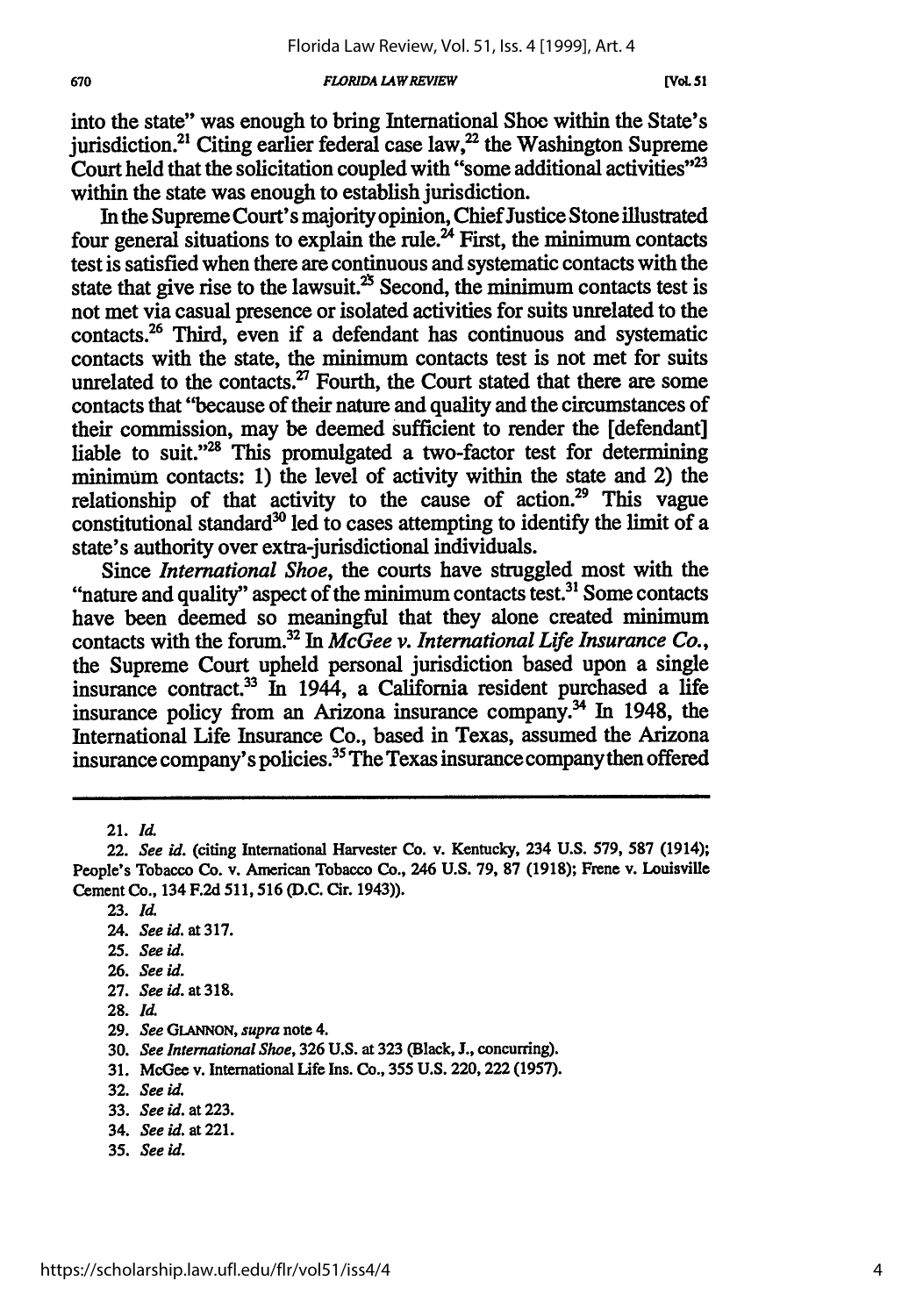into the state" was enough to bring International Shoe within the State's jurisdiction.[21] Citing earlier federal case law,[22] the Washington Supreme Court held that the solicitation coupled with "some additional activities"[23] within the state was enough to establish jurisdiction.

In the Supreme Court's majority opinion, Chief Justice Stone illustrated four general situations to explain the rule.[24] First, the minimum contacts test is satisfied when there are continuous and systematic contacts with the state that give rise to the lawsuit.[25] Second, the minimum contacts test is not met via casual presence or isolated activities for suits unrelated to the contacts.[26] Third, even if a defendant has continuous and systematic contacts with the state, the minimum contacts test is not met for suits unrelated to the contacts.[27] Fourth, the Court stated that there are some contacts that "because of their nature and quality and the circumstances of their commission, may be deemed sufficient to render the [defendant] liable to suit."[28] This promulgated a two-factor test for determining minimum contacts: 1) the level of activity within the state and 2) the relationship of that activity to the cause of action.[29] This vague constitutional standard[30] led to cases attempting to identify the limit of a state's authority over extra-jurisdictional individuals.

Since *International Shoe*, the courts have struggled most with the "nature and quality" aspect of the minimum contacts test.[31] Some contacts have been deemed so meaningful that they alone created minimum contacts with the forum.[32] In *McGee v. International Life Insurance Co.*, the Supreme Court upheld personal jurisdiction based upon a single insurance contract.[33] In 1944, a California resident purchased a life insurance policy from an Arizona insurance company.[34] In 1948, the International Life Insurance Co., based in Texas, assumed the Arizona insurance company's policies.[35] The Texas insurance company then offered

---

21. *Id.*

22. *See id.* (citing International Harvester Co. v. Kentucky, 234 U.S. 579, 587 (1914); People's Tobacco Co. v. American Tobacco Co., 246 U.S. 79, 87 (1918); Frene v. Louisville Cement Co., 134 F.2d 511, 516 (D.C. Cir. 1943)).

23. *Id.*

24. *See id.* at 317.

25. *See id.*

26. *See id.*

27. *See id.* at 318.

28. *Id.*

29. *See* GLANNON, *supra* note 4.

30. *See International Shoe*, 326 U.S. at 323 (Black, J., concurring).

31. McGee v. International Life Ins. Co., 355 U.S. 220, 222 (1957).

32. *See id.*

33. *See id.* at 223.

34. *See id.* at 221.

35. *See id.*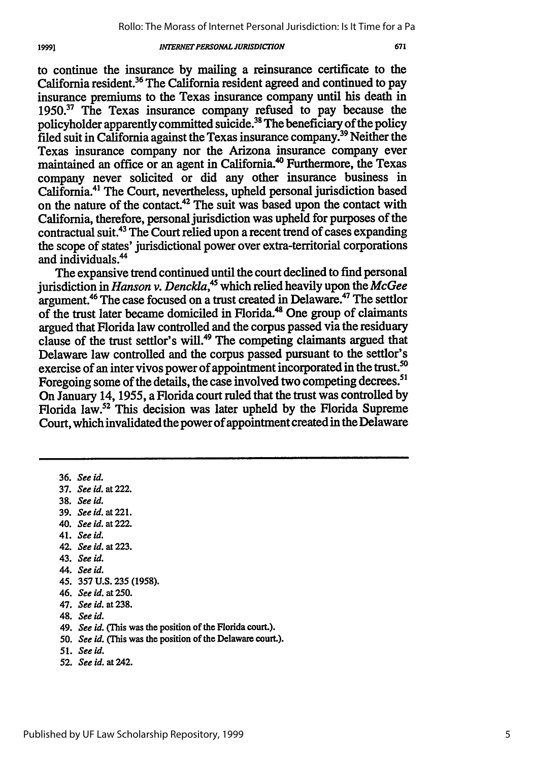to continue the insurance by mailing a reinsurance certificate to the California resident.[36] The California resident agreed and continued to pay insurance premiums to the Texas insurance company until his death in 1950.[37] The Texas insurance company refused to pay because the policyholder apparently committed suicide.[38] The beneficiary of the policy filed suit in California against the Texas insurance company.[39] Neither the Texas insurance company nor the Arizona insurance company ever maintained an office or an agent in California.[40] Furthermore, the Texas company never solicited or did any other insurance business in California.[41] The Court, nevertheless, upheld personal jurisdiction based on the nature of the contact.[42] The suit was based upon the contact with California, therefore, personal jurisdiction was upheld for purposes of the contractual suit.[43] The Court relied upon a recent trend of cases expanding the scope of states' jurisdictional power over extra-territorial corporations and individuals.[44]

The expansive trend continued until the court declined to find personal jurisdiction in *Hanson v. Denckla*,[45] which relied heavily upon the *McGee* argument.[46] The case focused on a trust created in Delaware.[47] The settlor of the trust later became domiciled in Florida.[48] One group of claimants argued that Florida law controlled and the corpus passed via the residuary clause of the trust settlor's will.[49] The competing claimants argued that Delaware law controlled and the corpus passed pursuant to the settlor's exercise of an inter vivos power of appointment incorporated in the trust.[50] Foregoing some of the details, the case involved two competing decrees.[51] On January 14, 1955, a Florida court ruled that the trust was controlled by Florida law.[52] This decision was later upheld by the Florida Supreme Court, which invalidated the power of appointment created in the Delaware

---

36. *See id.*
37. *See id.* at 222.
38. *See id.*
39. *See id.* at 221.
40. *See id.* at 222.
41. *See id.*
42. *See id.* at 223.
43. *See id.*
44. *See id.*
45. 357 U.S. 235 (1958).
46. *See id.* at 250.
47. *See id.* at 238.
48. *See id.*
49. *See id.* (This was the position of the Florida court.).
50. *See id.* (This was the position of the Delaware court.).
51. *See id.*
52. *See id.* at 242.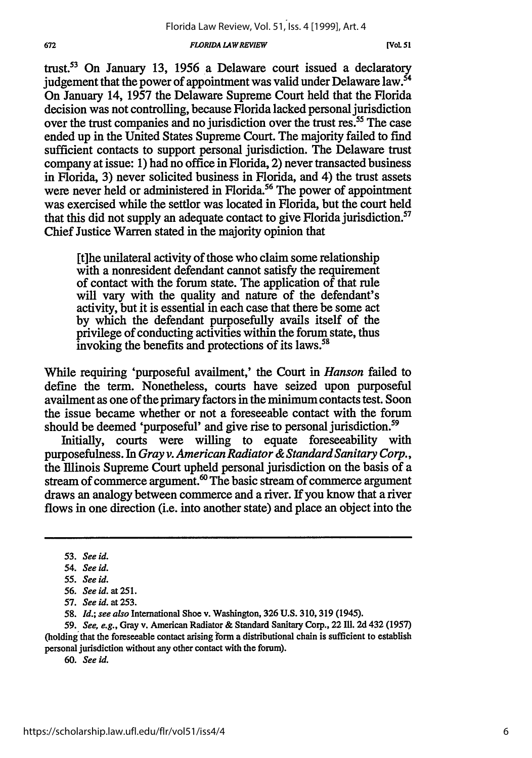trust.[53] On January 13, 1956 a Delaware court issued a declaratory judgement that the power of appointment was valid under Delaware law.[54] On January 14, 1957 the Delaware Supreme Court held that the Florida decision was not controlling, because Florida lacked personal jurisdiction over the trust companies and no jurisdiction over the trust res.[55] The case ended up in the United States Supreme Court. The majority failed to find sufficient contacts to support personal jurisdiction. The Delaware trust company at issue: 1) had no office in Florida, 2) never transacted business in Florida, 3) never solicited business in Florida, and 4) the trust assets were never held or administered in Florida.[56] The power of appointment was exercised while the settlor was located in Florida, but the court held that this did not supply an adequate contact to give Florida jurisdiction.[57] Chief Justice Warren stated in the majority opinion that

> [t]he unilateral activity of those who claim some relationship with a nonresident defendant cannot satisfy the requirement of contact with the forum state. The application of that rule will vary with the quality and nature of the defendant's activity, but it is essential in each case that there be some act by which the defendant purposefully avails itself of the privilege of conducting activities within the forum state, thus invoking the benefits and protections of its laws.[58]

While requiring 'purposeful availment,' the Court in *Hanson* failed to define the term. Nonetheless, courts have seized upon purposeful availment as one of the primary factors in the minimum contacts test. Soon the issue became whether or not a foreseeable contact with the forum should be deemed 'purposeful' and give rise to personal jurisdiction.[59]

Initially, courts were willing to equate foreseeability with purposefulness. In *Gray v. American Radiator & Standard Sanitary Corp.*, the Illinois Supreme Court upheld personal jurisdiction on the basis of a stream of commerce argument.[60] The basic stream of commerce argument draws an analogy between commerce and a river. If you know that a river flows in one direction (i.e. into another state) and place an object into the

---

53. *See id.*

54. *See id.*

55. *See id.*

56. *See id.* at 251.

57. *See id.* at 253.

58. *Id.*; *see also* International Shoe v. Washington, 326 U.S. 310, 319 (1945).

59. *See, e.g.*, Gray v. American Radiator & Standard Sanitary Corp., 22 Ill. 2d 432 (1957) (holding that the foreseeable contact arising form a distributional chain is sufficient to establish personal jurisdiction without any other contact with the forum).

60. *See id.*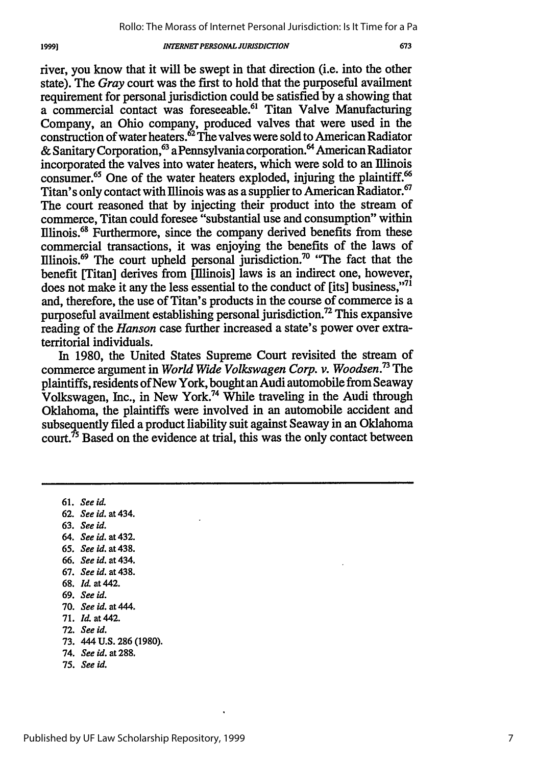river, you know that it will be swept in that direction (i.e. into the other state). The *Gray* court was the first to hold that the purposeful availment requirement for personal jurisdiction could be satisfied by a showing that a commercial contact was foreseeable.[61] Titan Valve Manufacturing Company, an Ohio company, produced valves that were used in the construction of water heaters.[62] The valves were sold to American Radiator & Sanitary Corporation,[63] a Pennsylvania corporation.[64] American Radiator incorporated the valves into water heaters, which were sold to an Illinois consumer.[65] One of the water heaters exploded, injuring the plaintiff.[66] Titan's only contact with Illinois was as a supplier to American Radiator.[67] The court reasoned that by injecting their product into the stream of commerce, Titan could foresee "substantial use and consumption" within Illinois.[68] Furthermore, since the company derived benefits from these commercial transactions, it was enjoying the benefits of the laws of Illinois.[69] The court upheld personal jurisdiction.[70] "The fact that the benefit [Titan] derives from [Illinois] laws is an indirect one, however, does not make it any the less essential to the conduct of [its] business,"[71] and, therefore, the use of Titan's products in the course of commerce is a purposeful availment establishing personal jurisdiction.[72] This expansive reading of the *Hanson* case further increased a state's power over extra-territorial individuals.

In 1980, the United States Supreme Court revisited the stream of commerce argument in *World Wide Volkswagen Corp. v. Woodsen*.[73] The plaintiffs, residents of New York, bought an Audi automobile from Seaway Volkswagen, Inc., in New York.[74] While traveling in the Audi through Oklahoma, the plaintiffs were involved in an automobile accident and subsequently filed a product liability suit against Seaway in an Oklahoma court.[75] Based on the evidence at trial, this was the only contact between

---

61. *See id.*
62. *See id.* at 434.
63. *See id.*
64. *See id.* at 432.
65. *See id.* at 438.
66. *See id.* at 434.
67. *See id.* at 438.
68. *Id.* at 442.
69. *See id.*
70. *See id.* at 444.
71. *Id.* at 442.
72. *See id.*
73. 444 U.S. 286 (1980).
74. *See id.* at 288.
75. *See id.*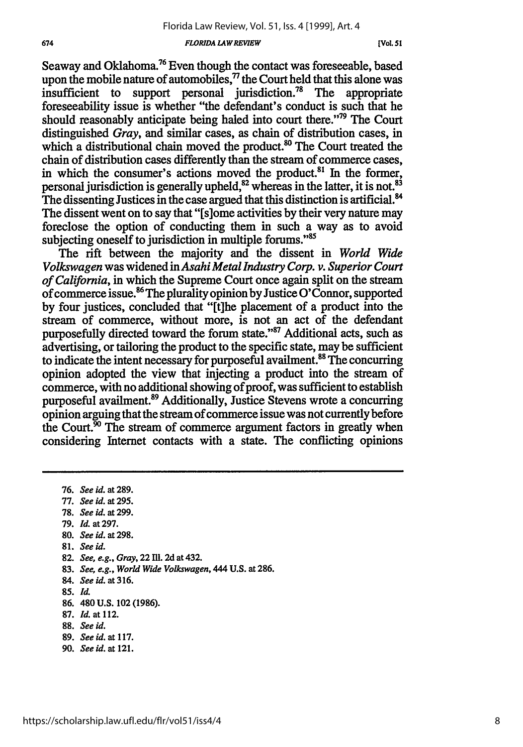Seaway and Oklahoma.[76] Even though the contact was foreseeable, based upon the mobile nature of automobiles,[77] the Court held that this alone was insufficient to support personal jurisdiction.[78] The appropriate foreseeability issue is whether "the defendant's conduct is such that he should reasonably anticipate being haled into court there."[79] The Court distinguished *Gray*, and similar cases, as chain of distribution cases, in which a distributional chain moved the product.[80] The Court treated the chain of distribution cases differently than the stream of commerce cases, in which the consumer's actions moved the product.[81] In the former, personal jurisdiction is generally upheld,[82] whereas in the latter, it is not.[83] The dissenting Justices in the case argued that this distinction is artificial.[84] The dissent went on to say that "[s]ome activities by their very nature may foreclose the option of conducting them in such a way as to avoid subjecting oneself to jurisdiction in multiple forums."[85]

The rift between the majority and the dissent in *World Wide Volkswagen* was widened in *Asahi Metal Industry Corp. v. Superior Court of California*, in which the Supreme Court once again split on the stream of commerce issue.[86] The plurality opinion by Justice O'Connor, supported by four justices, concluded that "[t]he placement of a product into the stream of commerce, without more, is not an act of the defendant purposefully directed toward the forum state."[87] Additional acts, such as advertising, or tailoring the product to the specific state, may be sufficient to indicate the intent necessary for purposeful availment.[88] The concurring opinion adopted the view that injecting a product into the stream of commerce, with no additional showing of proof, was sufficient to establish purposeful availment.[89] Additionally, Justice Stevens wrote a concurring opinion arguing that the stream of commerce issue was not currently before the Court.[90] The stream of commerce argument factors in greatly when considering Internet contacts with a state. The conflicting opinions

---

76. *See id.* at 289.
77. *See id.* at 295.
78. *See id.* at 299.
79. *Id.* at 297.
80. *See id.* at 298.
81. *See id.*
82. *See, e.g., Gray*, 22 Ill. 2d at 432.
83. *See, e.g., World Wide Volkswagen*, 444 U.S. at 286.
84. *See id.* at 316.
85. *Id.*
86. 480 U.S. 102 (1986).
87. *Id.* at 112.
88. *See id.*
89. *See id.* at 117.
90. *See id.* at 121.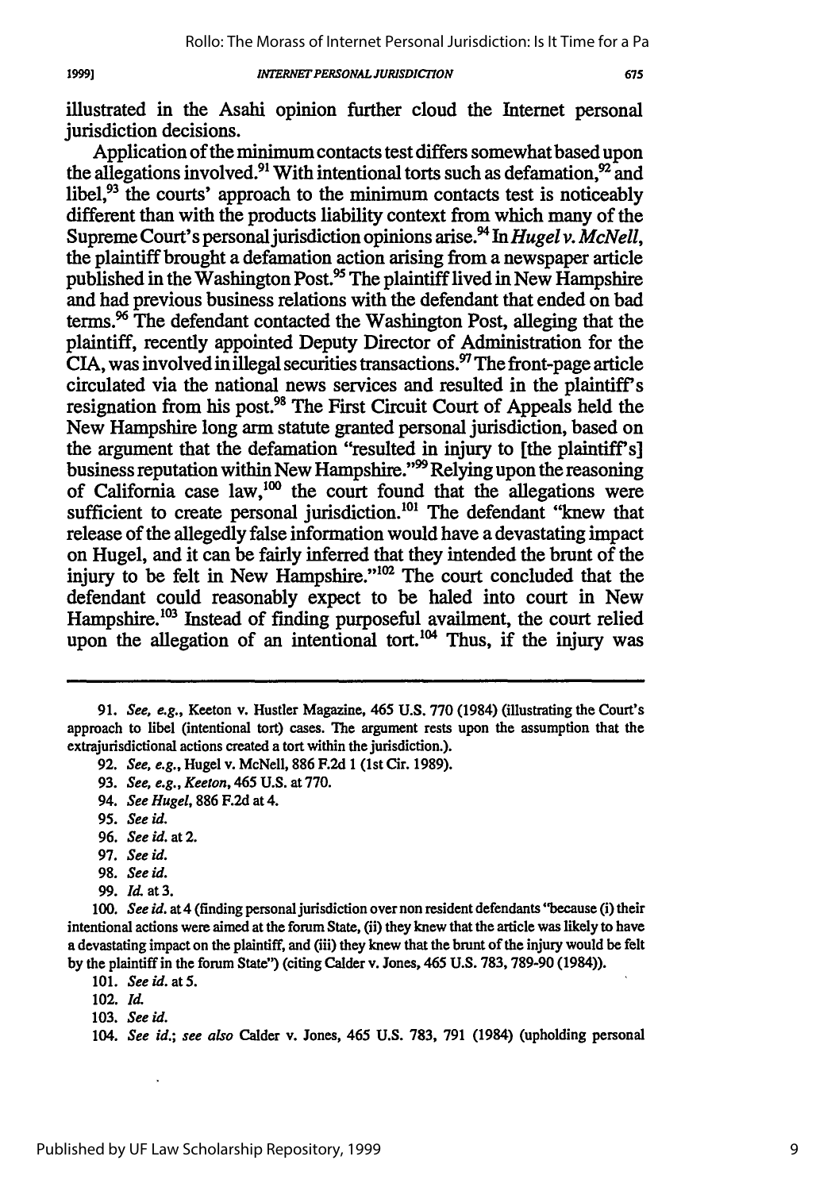illustrated in the Asahi opinion further cloud the Internet personal jurisdiction decisions.

Application of the minimum contacts test differs somewhat based upon the allegations involved.[91] With intentional torts such as defamation,[92] and libel,[93] the courts' approach to the minimum contacts test is noticeably different than with the products liability context from which many of the Supreme Court's personal jurisdiction opinions arise.[94] In *Hugel v. McNell*, the plaintiff brought a defamation action arising from a newspaper article published in the Washington Post.[95] The plaintiff lived in New Hampshire and had previous business relations with the defendant that ended on bad terms.[96] The defendant contacted the Washington Post, alleging that the plaintiff, recently appointed Deputy Director of Administration for the CIA, was involved in illegal securities transactions.[97] The front-page article circulated via the national news services and resulted in the plaintiff's resignation from his post.[98] The First Circuit Court of Appeals held the New Hampshire long arm statute granted personal jurisdiction, based on the argument that the defamation "resulted in injury to [the plaintiff's] business reputation within New Hampshire."[99] Relying upon the reasoning of California case law,[100] the court found that the allegations were sufficient to create personal jurisdiction.[101] The defendant "knew that release of the allegedly false information would have a devastating impact on Hugel, and it can be fairly inferred that they intended the brunt of the injury to be felt in New Hampshire."[102] The court concluded that the defendant could reasonably expect to be haled into court in New Hampshire.[103] Instead of finding purposeful availment, the court relied upon the allegation of an intentional tort.[104] Thus, if the injury was

---

91. *See, e.g.*, Keeton v. Hustler Magazine, 465 U.S. 770 (1984) (illustrating the Court's approach to libel (intentional tort) cases. The argument rests upon the assumption that the extrajurisdictional actions created a tort within the jurisdiction.).

92. *See, e.g.*, Hugel v. McNell, 886 F.2d 1 (1st Cir. 1989).

93. *See, e.g.*, *Keeton*, 465 U.S. at 770.

94. *See Hugel*, 886 F.2d at 4.

95. *See id.*

96. *See id.* at 2.

97. *See id.*

98. *See id.*

99. *Id.* at 3.

100. *See id.* at 4 (finding personal jurisdiction over non resident defendants "because (i) their intentional actions were aimed at the forum State, (ii) they knew that the article was likely to have a devastating impact on the plaintiff, and (iii) they knew that the brunt of the injury would be felt by the plaintiff in the forum State") (citing Calder v. Jones, 465 U.S. 783, 789-90 (1984)).

101. *See id.* at 5.

102. *Id.*

103. *See id.*

104. *See id.*; *see also* Calder v. Jones, 465 U.S. 783, 791 (1984) (upholding personal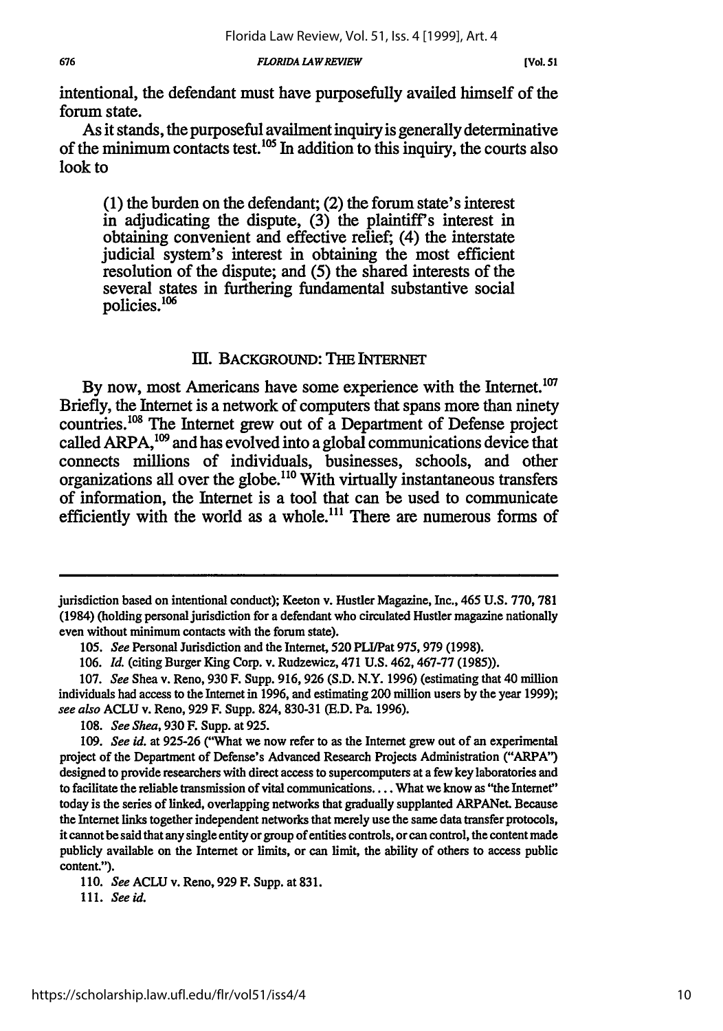intentional, the defendant must have purposefully availed himself of the forum state.

As it stands, the purposeful availment inquiry is generally determinative of the minimum contacts test.[105] In addition to this inquiry, the courts also look to

> (1) the burden on the defendant; (2) the forum state's interest in adjudicating the dispute, (3) the plaintiff's interest in obtaining convenient and effective relief; (4) the interstate judicial system's interest in obtaining the most efficient resolution of the dispute; and (5) the shared interests of the several states in furthering fundamental substantive social policies.[106]

## III. BACKGROUND: THE INTERNET

By now, most Americans have some experience with the Internet.[107] Briefly, the Internet is a network of computers that spans more than ninety countries.[108] The Internet grew out of a Department of Defense project called ARPA,[109] and has evolved into a global communications device that connects millions of individuals, businesses, schools, and other organizations all over the globe.[110] With virtually instantaneous transfers of information, the Internet is a tool that can be used to communicate efficiently with the world as a whole.[111] There are numerous forms of

---

jurisdiction based on intentional conduct); Keeton v. Hustler Magazine, Inc., 465 U.S. 770, 781 (1984) (holding personal jurisdiction for a defendant who circulated Hustler magazine nationally even without minimum contacts with the forum state).

105. *See* Personal Jurisdiction and the Internet, 520 PLI/Pat 975, 979 (1998).

106. *Id.* (citing Burger King Corp. v. Rudzewicz, 471 U.S. 462, 467-77 (1985)).

107. *See* Shea v. Reno, 930 F. Supp. 916, 926 (S.D. N.Y. 1996) (estimating that 40 million individuals had access to the Internet in 1996, and estimating 200 million users by the year 1999); *see also* ACLU v. Reno, 929 F. Supp. 824, 830-31 (E.D. Pa. 1996).

108. *See Shea*, 930 F. Supp. at 925.

109. *See id.* at 925-26 ("What we now refer to as the Internet grew out of an experimental project of the Department of Defense's Advanced Research Projects Administration ("ARPA") designed to provide researchers with direct access to supercomputers at a few key laboratories and to facilitate the reliable transmission of vital communications.... What we know as "the Internet" today is the series of linked, overlapping networks that gradually supplanted ARPANet. Because the Internet links together independent networks that merely use the same data transfer protocols, it cannot be said that any single entity or group of entities controls, or can control, the content made publicly available on the Internet or limits, or can limit, the ability of others to access public content.").

110. *See* ACLU v. Reno, 929 F. Supp. at 831.

111. *See id.*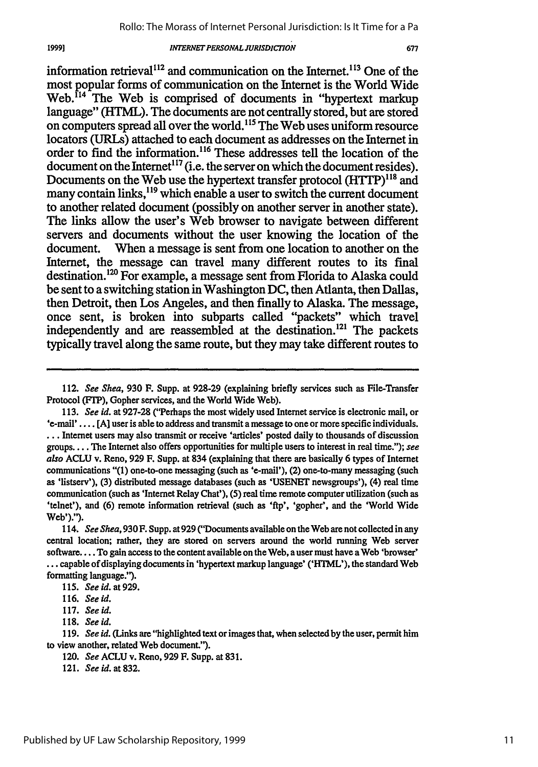information retrieval[112] and communication on the Internet.[113] One of the most popular forms of communication on the Internet is the World Wide Web.[114] The Web is comprised of documents in "hypertext markup language" (HTML). The documents are not centrally stored, but are stored on computers spread all over the world.[115] The Web uses uniform resource locators (URLs) attached to each document as addresses on the Internet in order to find the information.[116] These addresses tell the location of the document on the Internet[117] (i.e. the server on which the document resides). Documents on the Web use the hypertext transfer protocol (HTTP)[118] and many contain links,[119] which enable a user to switch the current document to another related document (possibly on another server in another state). The links allow the user's Web browser to navigate between different servers and documents without the user knowing the location of the document. When a message is sent from one location to another on the Internet, the message can travel many different routes to its final destination.[120] For example, a message sent from Florida to Alaska could be sent to a switching station in Washington DC, then Atlanta, then Dallas, then Detroit, then Los Angeles, and then finally to Alaska. The message, once sent, is broken into subparts called "packets" which travel independently and are reassembled at the destination.[121] The packets typically travel along the same route, but they may take different routes to

---

112. *See Shea*, 930 F. Supp. at 928-29 (explaining briefly services such as File-Transfer Protocol (FTP), Gopher services, and the World Wide Web).

113. *See id.* at 927-28 ("Perhaps the most widely used Internet service is electronic mail, or 'e-mail' .... [A] user is able to address and transmit a message to one or more specific individuals. ... Internet users may also transmit or receive 'articles' posted daily to thousands of discussion groups.... The Internet also offers opportunities for multiple users to interest in real time."); *see also* ACLU v. Reno, 929 F. Supp. at 834 (explaining that there are basically 6 types of Internet communications "(1) one-to-one messaging (such as 'e-mail'), (2) one-to-many messaging (such as 'listserv'), (3) distributed message databases (such as 'USENET newsgroups'), (4) real time communication (such as 'Internet Relay Chat'), (5) real time remote computer utilization (such as 'telnet'), and (6) remote information retrieval (such as 'ftp', 'gopher', and the 'World Wide Web').").

114. *See Shea*, 930 F. Supp. at 929 ("Documents available on the Web are not collected in any central location; rather, they are stored on servers around the world running Web server software.... To gain access to the content available on the Web, a user must have a Web 'browser' ... capable of displaying documents in 'hypertext markup language' ('HTML'), the standard Web formatting language.").

115. *See id.* at 929.

116. *See id.*

117. *See id.*

118. *See id.*

119. *See id.* (Links are "highlighted text or images that, when selected by the user, permit him to view another, related Web document.").

120. *See* ACLU v. Reno, 929 F. Supp. at 831.

121. *See id.* at 832.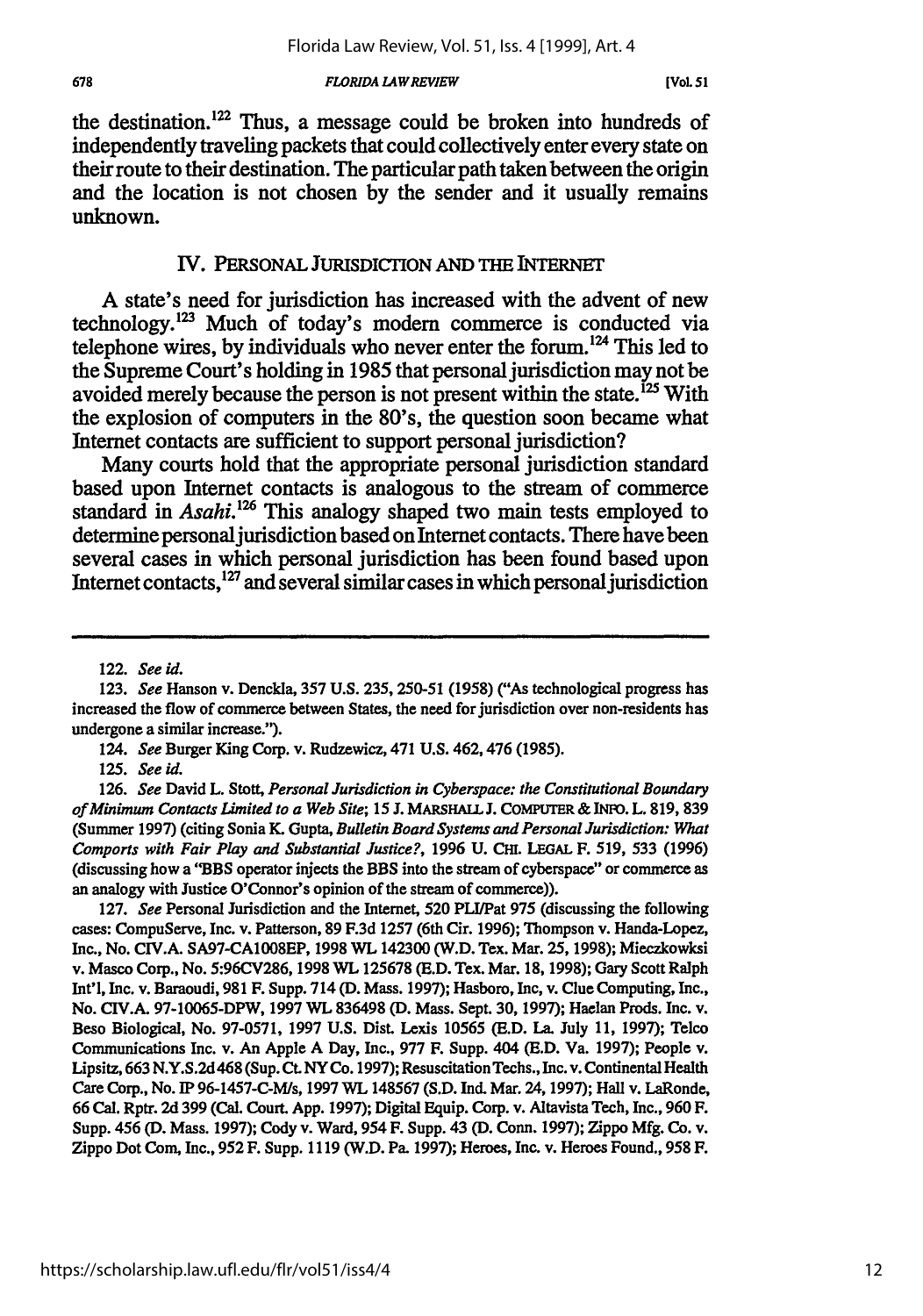the destination.[122] Thus, a message could be broken into hundreds of independently traveling packets that could collectively enter every state on their route to their destination. The particular path taken between the origin and the location is not chosen by the sender and it usually remains unknown.

## IV. PERSONAL JURISDICTION AND THE INTERNET

A state's need for jurisdiction has increased with the advent of new technology.[123] Much of today's modern commerce is conducted via telephone wires, by individuals who never enter the forum.[124] This led to the Supreme Court's holding in 1985 that personal jurisdiction may not be avoided merely because the person is not present within the state.[125] With the explosion of computers in the 80's, the question soon became what Internet contacts are sufficient to support personal jurisdiction?

Many courts hold that the appropriate personal jurisdiction standard based upon Internet contacts is analogous to the stream of commerce standard in *Asahi*.[126] This analogy shaped two main tests employed to determine personal jurisdiction based on Internet contacts. There have been several cases in which personal jurisdiction has been found based upon Internet contacts,[127] and several similar cases in which personal jurisdiction

---

122. *See id.*

123. *See* Hanson v. Denckla, 357 U.S. 235, 250-51 (1958) ("As technological progress has increased the flow of commerce between States, the need for jurisdiction over non-residents has undergone a similar increase.").

124. *See* Burger King Corp. v. Rudzewicz, 471 U.S. 462, 476 (1985).

125. *See id.*

126. *See* David L. Stott, *Personal Jurisdiction in Cyberspace: the Constitutional Boundary of Minimum Contacts Limited to a Web Site*; 15 J. MARSHALL J. COMPUTER & INFO. L. 819, 839 (Summer 1997) (citing Sonia K. Gupta, *Bulletin Board Systems and Personal Jurisdiction: What Comports with Fair Play and Substantial Justice?*, 1996 U. CHI. LEGAL F. 519, 533 (1996) (discussing how a "BBS operator injects the BBS into the stream of cyberspace" or commerce as an analogy with Justice O'Connor's opinion of the stream of commerce)).

127. *See* Personal Jurisdiction and the Internet, 520 PLI/Pat 975 (discussing the following cases: CompuServe, Inc. v. Patterson, 89 F.3d 1257 (6th Cir. 1996); Thompson v. Handa-Lopez, Inc., No. CIV.A. SA97-CA1008EP, 1998 WL 142300 (W.D. Tex. Mar. 25, 1998); Mieczkowksi v. Masco Corp., No. 5:96CV286, 1998 WL 125678 (E.D. Tex. Mar. 18, 1998); Gary Scott Ralph Int'l, Inc. v. Baraoudi, 981 F. Supp. 714 (D. Mass. 1997); Hasboro, Inc, v. Clue Computing, Inc., No. CIV.A. 97-10065-DPW, 1997 WL 836498 (D. Mass. Sept. 30, 1997); Haelan Prods. Inc. v. Beso Biological, No. 97-0571, 1997 U.S. Dist. Lexis 10565 (E.D. La. July 11, 1997); Telco Communications Inc. v. An Apple A Day, Inc., 977 F. Supp. 404 (E.D. Va. 1997); People v. Lipsitz, 663 N.Y.S.2d 468 (Sup. Ct. NY Co. 1997); Resuscitation Techs., Inc. v. Continental Health Care Corp., No. IP 96-1457-C-M/s, 1997 WL 148567 (S.D. Ind. Mar. 24, 1997); Hall v. LaRonde, 66 Cal. Rptr. 2d 399 (Cal. Court. App. 1997); Digital Equip. Corp. v. Altavista Tech, Inc., 960 F. Supp. 456 (D. Mass. 1997); Cody v. Ward, 954 F. Supp. 43 (D. Conn. 1997); Zippo Mfg. Co. v. Zippo Dot Com, Inc., 952 F. Supp. 1119 (W.D. Pa. 1997); Heroes, Inc. v. Heroes Found., 958 F.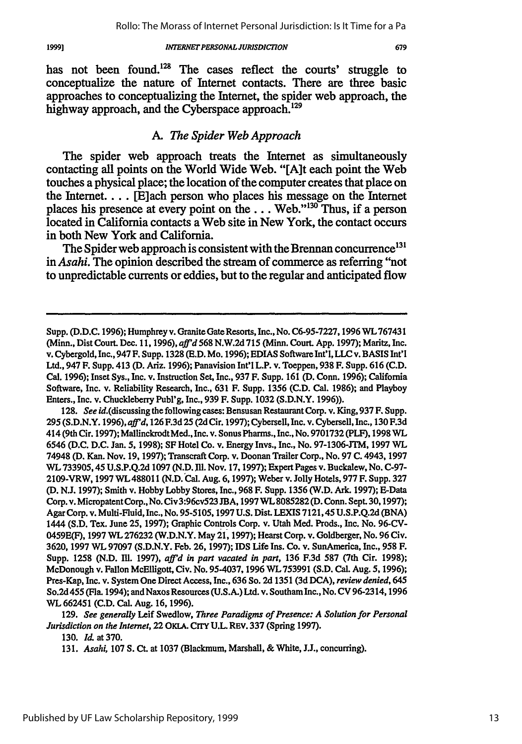has not been found.[128] The cases reflect the courts' struggle to conceptualize the nature of Internet contacts. There are three basic approaches to conceptualizing the Internet, the spider web approach, the highway approach, and the Cyberspace approach.[129]

### A. *The Spider Web Approach*

The spider web approach treats the Internet as simultaneously contacting all points on the World Wide Web. "[A]t each point the Web touches a physical place; the location of the computer creates that place on the Internet. . . . [E]ach person who places his message on the Internet places his presence at every point on the . . . Web."[130] Thus, if a person located in California contacts a Web site in New York, the contact occurs in both New York and California.

The Spider web approach is consistent with the Brennan concurrence[131] in *Asahi*. The opinion described the stream of commerce as referring "not to unpredictable currents or eddies, but to the regular and anticipated flow

---

Supp. (D.D.C. 1996); Humphrey v. Granite Gate Resorts, Inc., No. C6-95-7227, 1996 WL 767431 (Minn., Dist Court. Dec. 11, 1996), *aff'd* 568 N.W.2d 715 (Minn. Court. App. 1997); Maritz, Inc. v. Cybergold, Inc., 947 F. Supp. 1328 (E.D. Mo. 1996); EDIAS Software Int'l, LLC v. BASIS Int'l Ltd., 947 F. Supp. 413 (D. Ariz. 1996); Panavision Int'l L.P. v. Toeppen, 938 F. Supp. 616 (C.D. Cal. 1996); Inset Sys., Inc. v. Instruction Set, Inc., 937 F. Supp. 161 (D. Conn. 1996); California Software, Inc. v. Reliability Research, Inc., 631 F. Supp. 1356 (C.D. Cal. 1986); and Playboy Enters., Inc. v. Chuckleberry Publ'g, Inc., 939 F. Supp. 1032 (S.D.N.Y. 1996)).

128. *See id.*(discussing the following cases: Bensusan Restaurant Corp. v. King, 937 F. Supp. 295 (S.D.N.Y. 1996), *aff'd*, 126 F.3d 25 (2d Cir. 1997); Cybersell, Inc. v. Cybersell, Inc., 130 F.3d 414 (9th Cir. 1997); Mallinckrodt Med., Inc. v. Sonus Pharms., Inc., No. 9701732 (PLF), 1998 WL 6546 (D.C. D.C. Jan. 5, 1998); SF Hotel Co. v. Energy Invs., Inc., No. 97-1306-JTM, 1997 WL 74948 (D. Kan. Nov. 19, 1997); Transcraft Corp. v. Doonan Trailer Corp., No. 97 C. 4943, 1997 WL 733905, 45 U.S.P.Q.2d 1097 (N.D. Ill. Nov. 17, 1997); Expert Pages v. Buckalew, No. C-97-2109-VRW, 1997 WL 488011 (N.D. Cal. Aug. 6, 1997); Weber v. Jolly Hotels, 977 F. Supp. 327 (D. N.J. 1997); Smith v. Hobby Lobby Stores, Inc., 968 F. Supp. 1356 (W.D. Ark. 1997); E-Data Corp. v. Micropatent Corp., No. Civ 3:96cv523 JBA, 1997 WL 8085282 (D. Conn. Sept. 30, 1997); Agar Corp. v. Multi-Fluid, Inc., No. 95-5105, 1997 U.S. Dist. LEXIS 7121, 45 U.S.P.Q.2d (BNA) 1444 (S.D. Tex. June 25, 1997); Graphic Controls Corp. v. Utah Med. Prods., Inc. No. 96-CV-0459E(F), 1997 WL 276232 (W.D.N.Y. May 21, 1997); Hearst Corp. v. Goldberger, No. 96 Civ. 3620, 1997 WL 97097 (S.D.N.Y. Feb. 26, 1997); IDS Life Ins. Co. v. SunAmerica, Inc., 958 F. Supp. 1258 (N.D. Ill. 1997), *aff'd in part vacated in part*, 136 F.3d 587 (7th Cir. 1998); McDonough v. Fallon McElligott, Civ. No. 95-4037, 1996 WL 753991 (S.D. Cal. Aug. 5, 1996); Pres-Kap, Inc. v. System One Direct Access, Inc., 636 So. 2d 1351 (3d DCA), *review denied*, 645 So.2d 455 (Fla. 1994); and Naxos Resources (U.S.A.) Ltd. v. Southam Inc., No. CV 96-2314, 1996 WL 662451 (C.D. Cal. Aug. 16, 1996).

129. *See generally* Leif Swedlow, *Three Paradigms of Presence: A Solution for Personal Jurisdiction on the Internet*, 22 OKLA. CITY U.L. REV. 337 (Spring 1997).

130. *Id.* at 370.

131. *Asahi*, 107 S. Ct. at 1037 (Blackmum, Marshall, & White, J.J., concurring).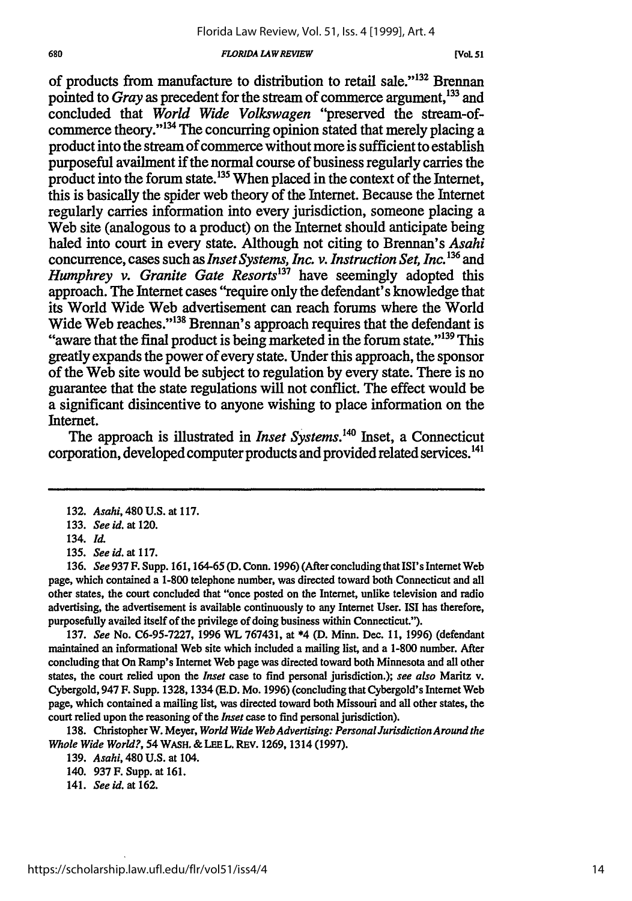of products from manufacture to distribution to retail sale."[132] Brennan pointed to *Gray* as precedent for the stream of commerce argument,[133] and concluded that *World Wide Volkswagen* "preserved the stream-of-commerce theory."[134] The concurring opinion stated that merely placing a product into the stream of commerce without more is sufficient to establish purposeful availment if the normal course of business regularly carries the product into the forum state.[135] When placed in the context of the Internet, this is basically the spider web theory of the Internet. Because the Internet regularly carries information into every jurisdiction, someone placing a Web site (analogous to a product) on the Internet should anticipate being haled into court in every state. Although not citing to Brennan's *Asahi* concurrence, cases such as *Inset Systems, Inc. v. Instruction Set, Inc.*[136] and *Humphrey v. Granite Gate Resorts*[137] have seemingly adopted this approach. The Internet cases "require only the defendant's knowledge that its World Wide Web advertisement can reach forums where the World Wide Web reaches."[138] Brennan's approach requires that the defendant is "aware that the final product is being marketed in the forum state."[139] This greatly expands the power of every state. Under this approach, the sponsor of the Web site would be subject to regulation by every state. There is no guarantee that the state regulations will not conflict. The effect would be a significant disincentive to anyone wishing to place information on the Internet.

The approach is illustrated in *Inset Systems*.[140] Inset, a Connecticut corporation, developed computer products and provided related services.[141]

---

132. *Asahi*, 480 U.S. at 117.

133. *See id.* at 120.

134. *Id.*

135. *See id.* at 117.

136. *See* 937 F. Supp. 161, 164-65 (D. Conn. 1996) (After concluding that ISI's Internet Web page, which contained a 1-800 telephone number, was directed toward both Connecticut and all other states, the court concluded that "once posted on the Internet, unlike television and radio advertising, the advertisement is available continuously to any Internet User. ISI has therefore, purposefully availed itself of the privilege of doing business within Connecticut.").

137. *See* No. C6-95-7227, 1996 WL 767431, at *4 (D. Minn. Dec. 11, 1996) (defendant maintained an informational Web site which included a mailing list, and a 1-800 number. After concluding that On Ramp's Internet Web page was directed toward both Minnesota and all other states, the court relied upon the *Inset* case to find personal jurisdiction.); *see also* Maritz v. Cybergold, 947 F. Supp. 1328, 1334 (E.D. Mo. 1996) (concluding that Cybergold's Internet Web page, which contained a mailing list, was directed toward both Missouri and all other states, the court relied upon the reasoning of the *Inset* case to find personal jurisdiction).

138. Christopher W. Meyer, *World Wide Web Advertising: Personal Jurisdiction Around the Whole Wide World?*, 54 WASH. & LEE L. REV. 1269, 1314 (1997).

139. *Asahi*, 480 U.S. at 104.

140. 937 F. Supp. at 161.

141. *See id.* at 162.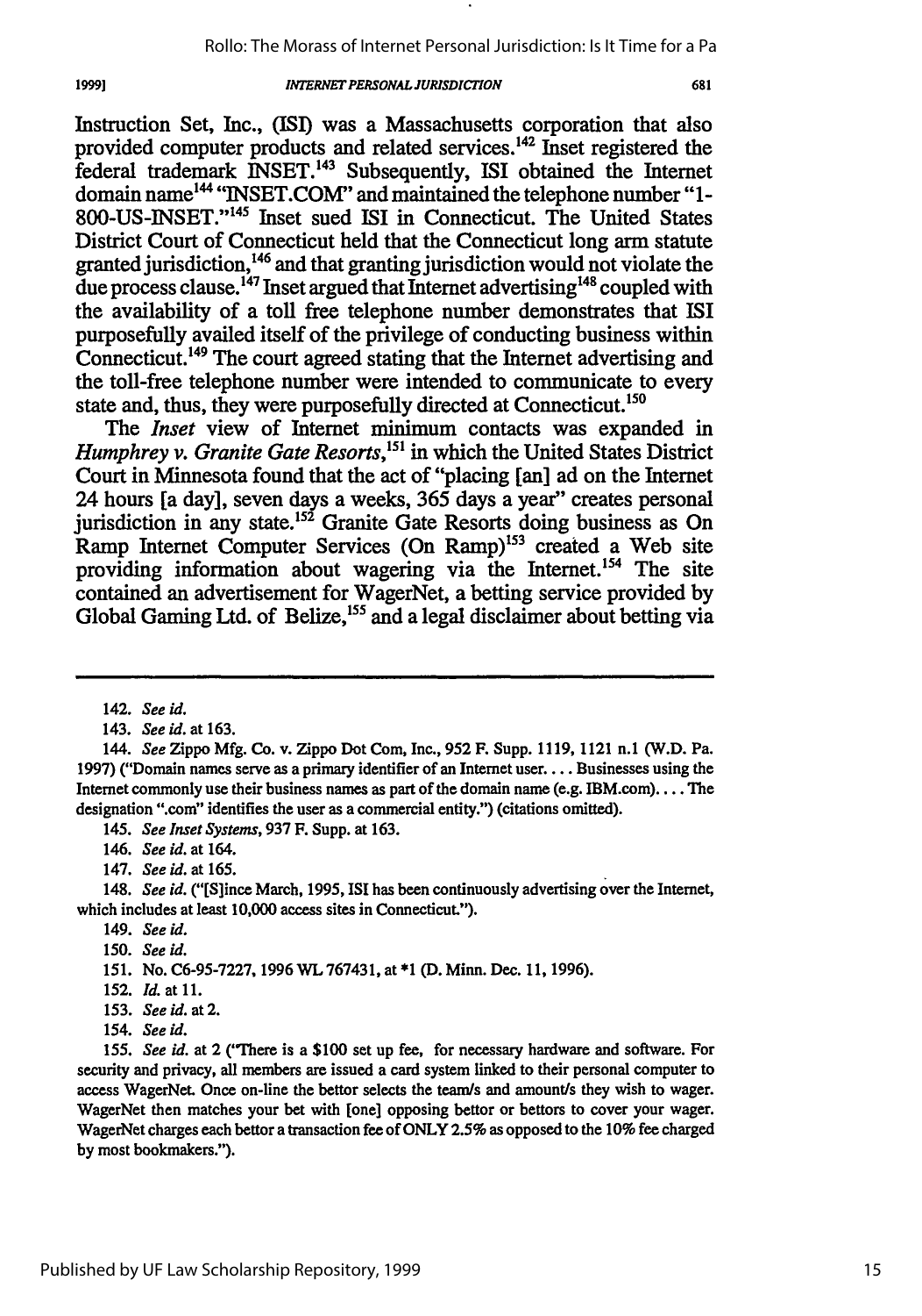Instruction Set, Inc., (ISI) was a Massachusetts corporation that also provided computer products and related services.[142] Inset registered the federal trademark INSET.[143] Subsequently, ISI obtained the Internet domain name[144] "INSET.COM" and maintained the telephone number "1-800-US-INSET."[145] Inset sued ISI in Connecticut. The United States District Court of Connecticut held that the Connecticut long arm statute granted jurisdiction,[146] and that granting jurisdiction would not violate the due process clause.[147] Inset argued that Internet advertising[148] coupled with the availability of a toll free telephone number demonstrates that ISI purposefully availed itself of the privilege of conducting business within Connecticut.[149] The court agreed stating that the Internet advertising and the toll-free telephone number were intended to communicate to every state and, thus, they were purposefully directed at Connecticut.[150]

The *Inset* view of Internet minimum contacts was expanded in *Humphrey v. Granite Gate Resorts*,[151] in which the United States District Court in Minnesota found that the act of "placing [an] ad on the Internet 24 hours [a day], seven days a weeks, 365 days a year" creates personal jurisdiction in any state.[152] Granite Gate Resorts doing business as On Ramp Internet Computer Services (On Ramp)[153] created a Web site providing information about wagering via the Internet.[154] The site contained an advertisement for WagerNet, a betting service provided by Global Gaming Ltd. of Belize,[155] and a legal disclaimer about betting via

---

142. *See id.*

143. *See id.* at 163.

144. *See* Zippo Mfg. Co. v. Zippo Dot Com, Inc., 952 F. Supp. 1119, 1121 n.1 (W.D. Pa. 1997) ("Domain names serve as a primary identifier of an Internet user.... Businesses using the Internet commonly use their business names as part of the domain name (e.g. IBM.com).... The designation ".com" identifies the user as a commercial entity.") (citations omitted).

145. *See Inset Systems*, 937 F. Supp. at 163.

146. *See id.* at 164.

147. *See id.* at 165.

148. *See id.* ("[S]ince March, 1995, ISI has been continuously advertising over the Internet, which includes at least 10,000 access sites in Connecticut.").

149. *See id.*

150. *See id.*

151. No. C6-95-7227, 1996 WL 767431, at *1 (D. Minn. Dec. 11, 1996).

152. *Id.* at 11.

153. *See id.* at 2.

154. *See id.*

155. *See id.* at 2 ("There is a $100 set up fee, for necessary hardware and software. For security and privacy, all members are issued a card system linked to their personal computer to access WagerNet. Once on-line the bettor selects the team/s and amount/s they wish to wager. WagerNet then matches your bet with [one] opposing bettor or bettors to cover your wager. WagerNet charges each bettor a transaction fee of ONLY 2.5% as opposed to the 10% fee charged by most bookmakers.").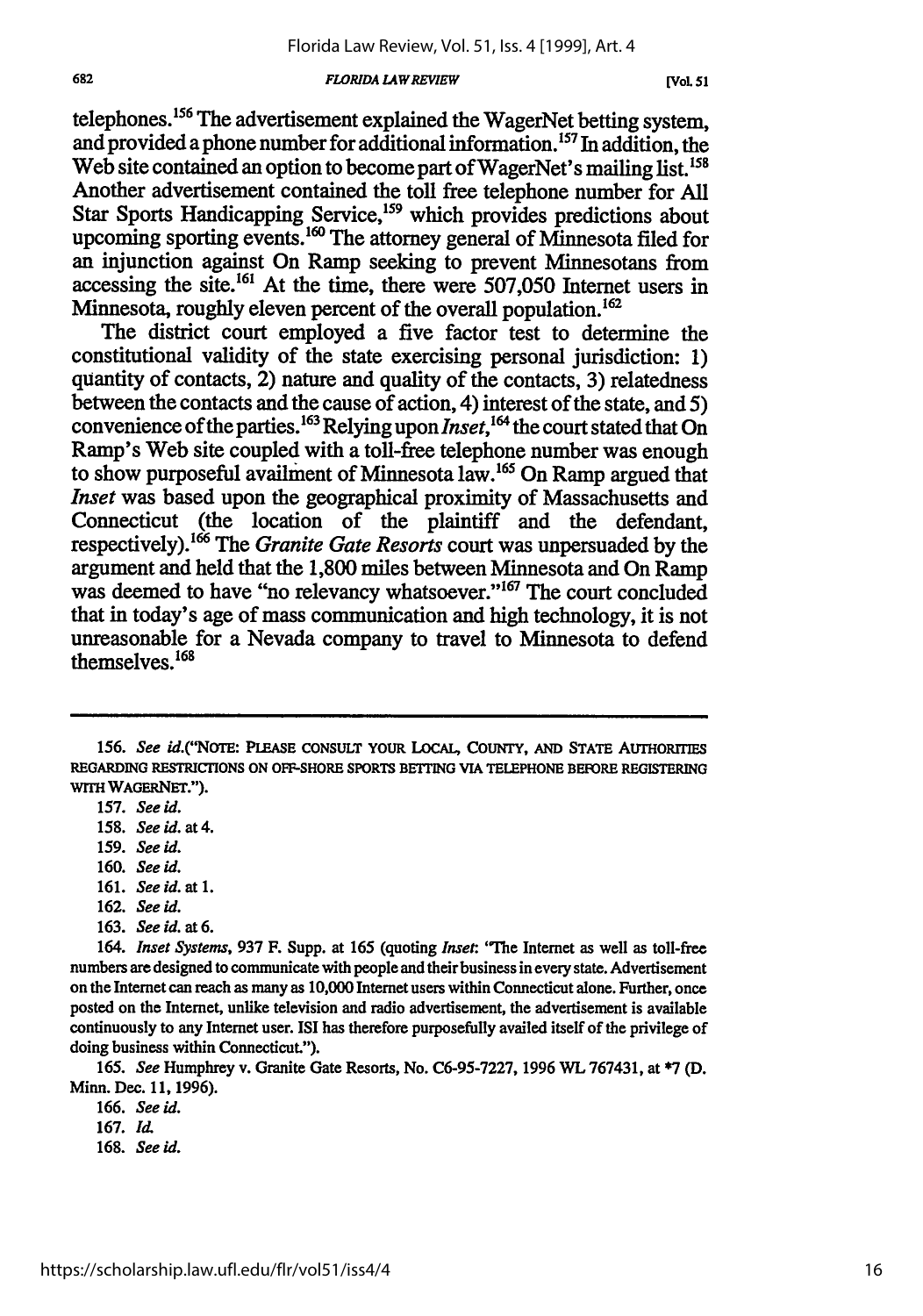telephones.[156] The advertisement explained the WagerNet betting system, and provided a phone number for additional information.[157] In addition, the Web site contained an option to become part of WagerNet's mailing list.[158] Another advertisement contained the toll free telephone number for All Star Sports Handicapping Service,[159] which provides predictions about upcoming sporting events.[160] The attorney general of Minnesota filed for an injunction against On Ramp seeking to prevent Minnesotans from accessing the site.[161] At the time, there were 507,050 Internet users in Minnesota, roughly eleven percent of the overall population.[162]

The district court employed a five factor test to determine the constitutional validity of the state exercising personal jurisdiction: 1) quantity of contacts, 2) nature and quality of the contacts, 3) relatedness between the contacts and the cause of action, 4) interest of the state, and 5) convenience of the parties.[163] Relying upon *Inset*,[164] the court stated that On Ramp's Web site coupled with a toll-free telephone number was enough to show purposeful availment of Minnesota law.[165] On Ramp argued that *Inset* was based upon the geographical proximity of Massachusetts and Connecticut (the location of the plaintiff and the defendant, respectively).[166] The *Granite Gate Resorts* court was unpersuaded by the argument and held that the 1,800 miles between Minnesota and On Ramp was deemed to have "no relevancy whatsoever."[167] The court concluded that in today's age of mass communication and high technology, it is not unreasonable for a Nevada company to travel to Minnesota to defend themselves.[168]

---

156. *See id.*("NOTE: PLEASE CONSULT YOUR LOCAL, COUNTY, AND STATE AUTHORITIES REGARDING RESTRICTIONS ON OFF-SHORE SPORTS BETTING VIA TELEPHONE BEFORE REGISTERING WITH WAGERNET.").

157. *See id.*

158. *See id.* at 4.

159. *See id.*

160. *See id.*

161. *See id.* at 1.

162. *See id.*

163. *See id.* at 6.

164. *Inset Systems*, 937 F. Supp. at 165 (quoting *Inset*: "The Internet as well as toll-free numbers are designed to communicate with people and their business in every state. Advertisement on the Internet can reach as many as 10,000 Internet users within Connecticut alone. Further, once posted on the Internet, unlike television and radio advertisement, the advertisement is available continuously to any Internet user. ISI has therefore purposefully availed itself of the privilege of doing business within Connecticut.").

165. *See* Humphrey v. Granite Gate Resorts, No. C6-95-7227, 1996 WL 767431, at *7 (D. Minn. Dec. 11, 1996).

166. *See id.*

167. *Id.*

168. *See id.*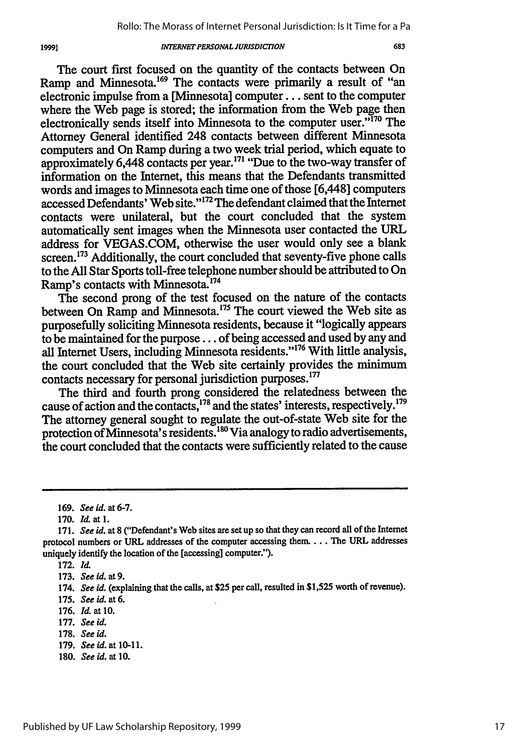The court first focused on the quantity of the contacts between On Ramp and Minnesota.[169] The contacts were primarily a result of "an electronic impulse from a [Minnesota] computer . . . sent to the computer where the Web page is stored; the information from the Web page then electronically sends itself into Minnesota to the computer user."[170] The Attorney General identified 248 contacts between different Minnesota computers and On Ramp during a two week trial period, which equate to approximately 6,448 contacts per year.[171] "Due to the two-way transfer of information on the Internet, this means that the Defendants transmitted words and images to Minnesota each time one of those [6,448] computers accessed Defendants' Web site."[172] The defendant claimed that the Internet contacts were unilateral, but the court concluded that the system automatically sent images when the Minnesota user contacted the URL address for VEGAS.COM, otherwise the user would only see a blank screen.[173] Additionally, the court concluded that seventy-five phone calls to the All Star Sports toll-free telephone number should be attributed to On Ramp's contacts with Minnesota.[174]

The second prong of the test focused on the nature of the contacts between On Ramp and Minnesota.[175] The court viewed the Web site as purposefully soliciting Minnesota residents, because it "logically appears to be maintained for the purpose . . . of being accessed and used by any and all Internet Users, including Minnesota residents."[176] With little analysis, the court concluded that the Web site certainly provides the minimum contacts necessary for personal jurisdiction purposes.[177]

The third and fourth prong considered the relatedness between the cause of action and the contacts,[178] and the states' interests, respectively.[179] The attorney general sought to regulate the out-of-state Web site for the protection of Minnesota's residents.[180] Via analogy to radio advertisements, the court concluded that the contacts were sufficiently related to the cause

---

169. *See id.* at 6-7.

170. *Id.* at 1.

171. *See id.* at 8 ("Defendant's Web sites are set up so that they can record all of the Internet protocol numbers or URL addresses of the computer accessing them. . . . The URL addresses uniquely identify the location of the [accessing] computer.").

172. *Id.*

173. *See id.* at 9.

174. *See id.* (explaining that the calls, at $25 per call, resulted in $1,525 worth of revenue).

175. *See id.* at 6.

176. *Id.* at 10.

177. *See id.*

178. *See id.*

179. *See id.* at 10-11.

180. *See id.* at 10.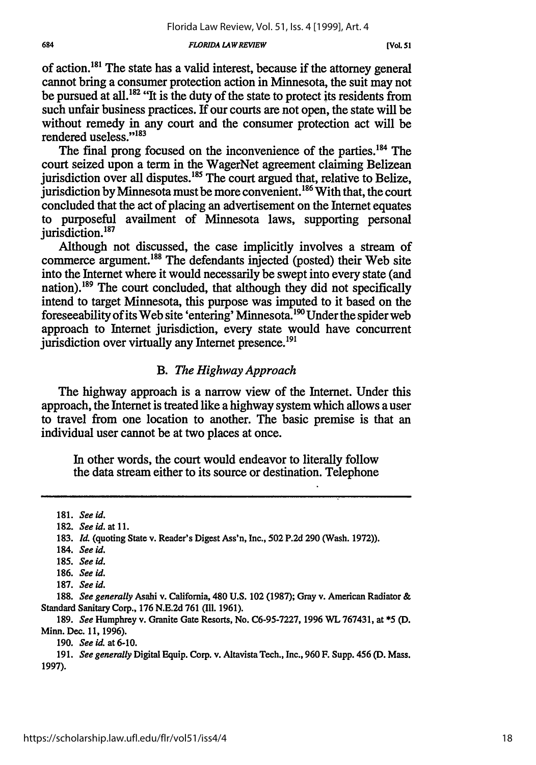of action.[181] The state has a valid interest, because if the attorney general cannot bring a consumer protection action in Minnesota, the suit may not be pursued at all.[182] "It is the duty of the state to protect its residents from such unfair business practices. If our courts are not open, the state will be without remedy in any court and the consumer protection act will be rendered useless."[183]

The final prong focused on the inconvenience of the parties.[184] The court seized upon a term in the WagerNet agreement claiming Belizean jurisdiction over all disputes.[185] The court argued that, relative to Belize, jurisdiction by Minnesota must be more convenient.[186] With that, the court concluded that the act of placing an advertisement on the Internet equates to purposeful availment of Minnesota laws, supporting personal jurisdiction.[187]

Although not discussed, the case implicitly involves a stream of commerce argument.[188] The defendants injected (posted) their Web site into the Internet where it would necessarily be swept into every state (and nation).[189] The court concluded, that although they did not specifically intend to target Minnesota, this purpose was imputed to it based on the foreseeability of its Web site 'entering' Minnesota.[190] Under the spider web approach to Internet jurisdiction, every state would have concurrent jurisdiction over virtually any Internet presence.[191]

### B. *The Highway Approach*

The highway approach is a narrow view of the Internet. Under this approach, the Internet is treated like a highway system which allows a user to travel from one location to another. The basic premise is that an individual user cannot be at two places at once.

> In other words, the court would endeavor to literally follow the data stream either to its source or destination. Telephone

---

181. *See id.*

182. *See id.* at 11.

183. *Id.* (quoting State v. Reader's Digest Ass'n, Inc., 502 P.2d 290 (Wash. 1972)).

184. *See id.*

185. *See id.*

186. *See id.*

187. *See id.*

188. *See generally* Asahi v. California, 480 U.S. 102 (1987); Gray v. American Radiator & Standard Sanitary Corp., 176 N.E.2d 761 (Ill. 1961).

189. *See* Humphrey v. Granite Gate Resorts, No. C6-95-7227, 1996 WL 767431, at *5 (D. Minn. Dec. 11, 1996).

190. *See id.* at 6-10.

191. *See generally* Digital Equip. Corp. v. Altavista Tech., Inc., 960 F. Supp. 456 (D. Mass. 1997).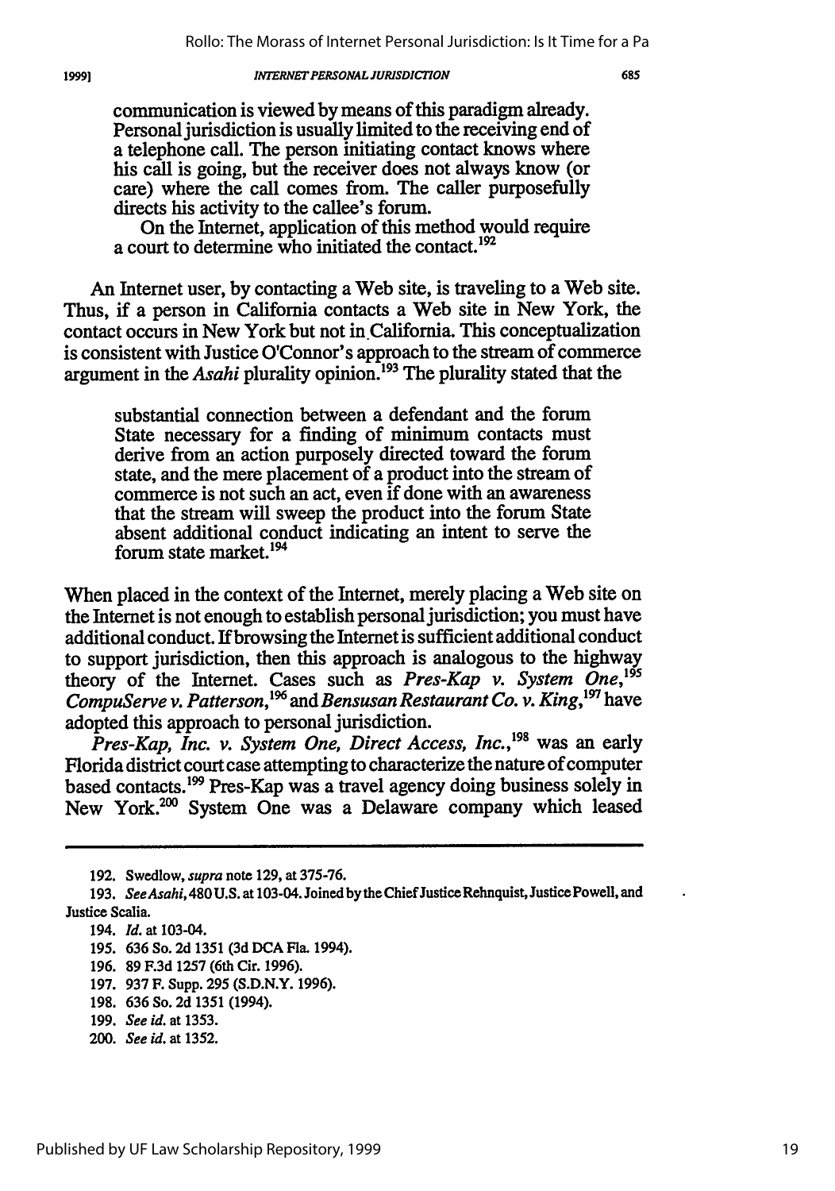communication is viewed by means of this paradigm already. Personal jurisdiction is usually limited to the receiving end of a telephone call. The person initiating contact knows where his call is going, but the receiver does not always know (or care) where the call comes from. The caller purposefully directs his activity to the callee's forum.

On the Internet, application of this method would require a court to determine who initiated the contact.[192]

An Internet user, by contacting a Web site, is traveling to a Web site. Thus, if a person in California contacts a Web site in New York, the contact occurs in New York but not in California. This conceptualization is consistent with Justice O'Connor's approach to the stream of commerce argument in the *Asahi* plurality opinion.[193] The plurality stated that the

> substantial connection between a defendant and the forum State necessary for a finding of minimum contacts must derive from an action purposely directed toward the forum state, and the mere placement of a product into the stream of commerce is not such an act, even if done with an awareness that the stream will sweep the product into the forum State absent additional conduct indicating an intent to serve the forum state market.[194]

When placed in the context of the Internet, merely placing a Web site on the Internet is not enough to establish personal jurisdiction; you must have additional conduct. If browsing the Internet is sufficient additional conduct to support jurisdiction, then this approach is analogous to the highway theory of the Internet. Cases such as *Pres-Kap v. System One*,[195] *CompuServe v. Patterson*,[196] and *Bensusan Restaurant Co. v. King*,[197] have adopted this approach to personal jurisdiction.

*Pres-Kap, Inc. v. System One, Direct Access, Inc.*,[198] was an early Florida district court case attempting to characterize the nature of computer based contacts.[199] Pres-Kap was a travel agency doing business solely in New York.[200] System One was a Delaware company which leased

---

192. Swedlow, *supra* note 129, at 375-76.

193. *See Asahi*, 480 U.S. at 103-04. Joined by the Chief Justice Rehnquist, Justice Powell, and Justice Scalia.

194. *Id.* at 103-04.

195. 636 So. 2d 1351 (3d DCA Fla. 1994).

196. 89 F.3d 1257 (6th Cir. 1996).

197. 937 F. Supp. 295 (S.D.N.Y. 1996).

198. 636 So. 2d 1351 (1994).

199. *See id.* at 1353.

200. *See id.* at 1352.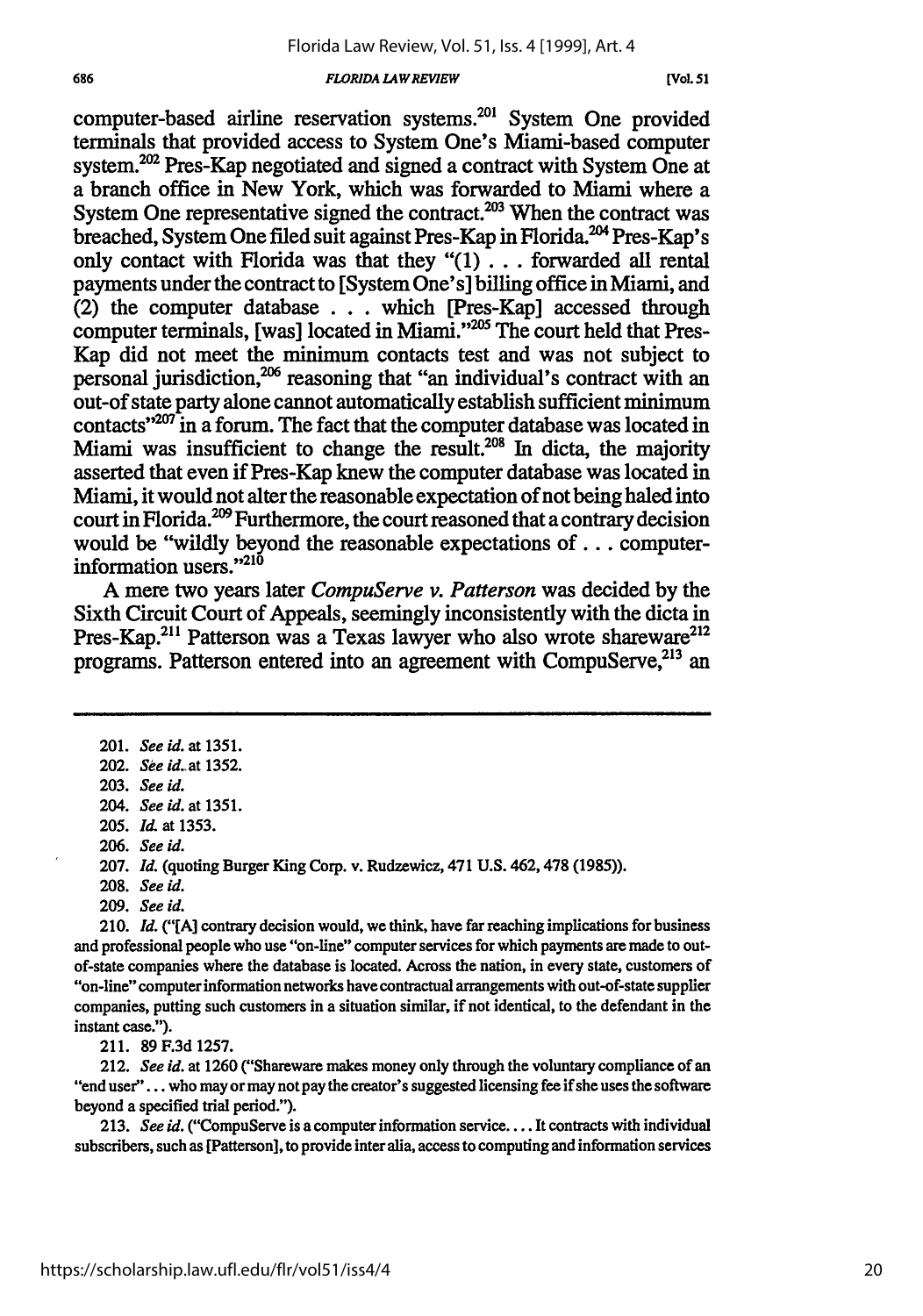computer-based airline reservation systems.[201] System One provided terminals that provided access to System One's Miami-based computer system.[202] Pres-Kap negotiated and signed a contract with System One at a branch office in New York, which was forwarded to Miami where a System One representative signed the contract.[203] When the contract was breached, System One filed suit against Pres-Kap in Florida.[204] Pres-Kap's only contact with Florida was that they "(1) . . . forwarded all rental payments under the contract to [System One's] billing office in Miami, and (2) the computer database . . . which [Pres-Kap] accessed through computer terminals, [was] located in Miami."[205] The court held that Pres-Kap did not meet the minimum contacts test and was not subject to personal jurisdiction,[206] reasoning that "an individual's contract with an out-of state party alone cannot automatically establish sufficient minimum contacts"[207] in a forum. The fact that the computer database was located in Miami was insufficient to change the result.[208] In dicta, the majority asserted that even if Pres-Kap knew the computer database was located in Miami, it would not alter the reasonable expectation of not being haled into court in Florida.[209] Furthermore, the court reasoned that a contrary decision would be "wildly beyond the reasonable expectations of . . . computer-information users."[210]

A mere two years later *CompuServe v. Patterson* was decided by the Sixth Circuit Court of Appeals, seemingly inconsistently with the dicta in Pres-Kap.[211] Patterson was a Texas lawyer who also wrote shareware[212] programs. Patterson entered into an agreement with CompuServe,[213] an

---

201. *See id.* at 1351.

202. *See id.* at 1352.

203. *See id.*

204. *See id.* at 1351.

205. *Id.* at 1353.

206. *See id.*

207. *Id.* (quoting Burger King Corp. v. Rudzewicz, 471 U.S. 462, 478 (1985)).

208. *See id.*

209. *See id.*

210. *Id.* ("[A] contrary decision would, we think, have far reaching implications for business and professional people who use "on-line" computer services for which payments are made to out-of-state companies where the database is located. Across the nation, in every state, customers of "on-line" computer information networks have contractual arrangements with out-of-state supplier companies, putting such customers in a situation similar, if not identical, to the defendant in the instant case.").

211. 89 F.3d 1257.

212. *See id.* at 1260 ("Shareware makes money only through the voluntary compliance of an "end user"... who may or may not pay the creator's suggested licensing fee if she uses the software beyond a specified trial period.").

213. *See id.* ("CompuServe is a computer information service.... It contracts with individual subscribers, such as [Patterson], to provide inter alia, access to computing and information services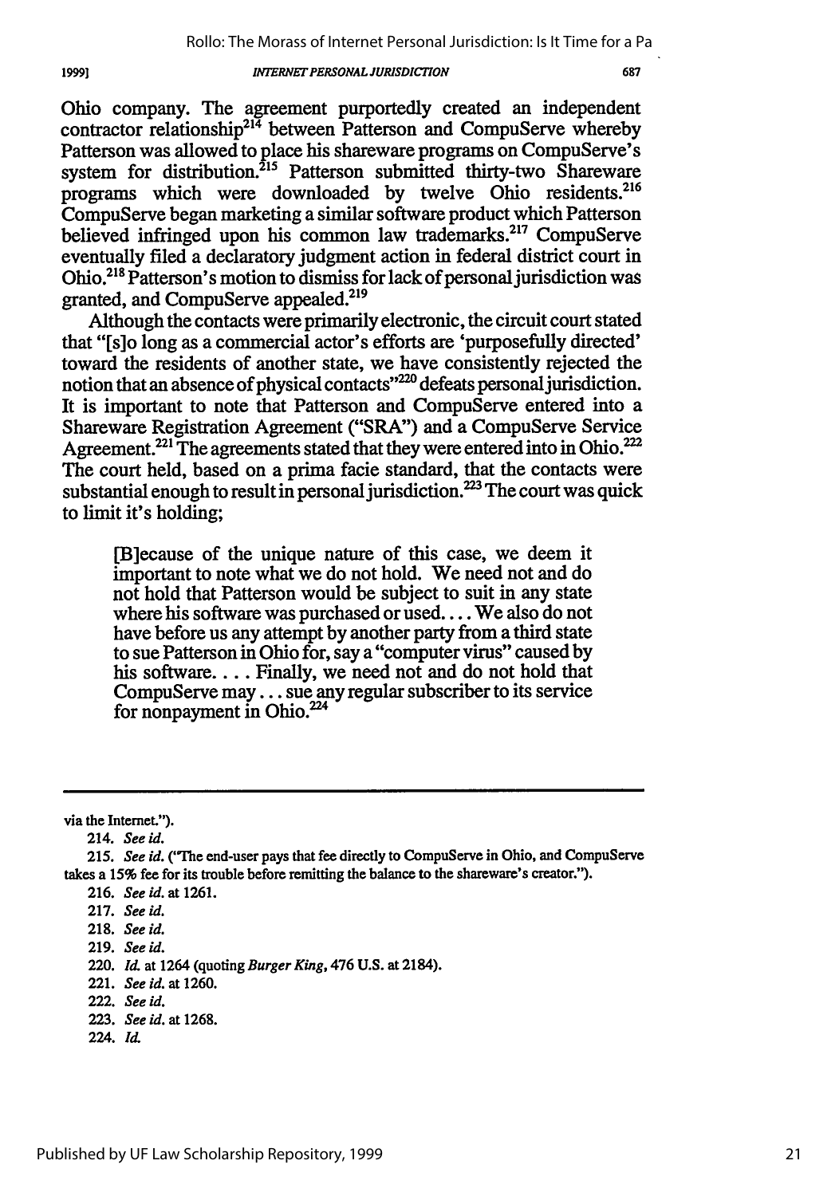Ohio company. The agreement purportedly created an independent contractor relationship[214] between Patterson and CompuServe whereby Patterson was allowed to place his shareware programs on CompuServe's system for distribution.[215] Patterson submitted thirty-two Shareware programs which were downloaded by twelve Ohio residents.[216] CompuServe began marketing a similar software product which Patterson believed infringed upon his common law trademarks.[217] CompuServe eventually filed a declaratory judgment action in federal district court in Ohio.[218] Patterson's motion to dismiss for lack of personal jurisdiction was granted, and CompuServe appealed.[219]

Although the contacts were primarily electronic, the circuit court stated that "[s]o long as a commercial actor's efforts are 'purposefully directed' toward the residents of another state, we have consistently rejected the notion that an absence of physical contacts"[220] defeats personal jurisdiction. It is important to note that Patterson and CompuServe entered into a Shareware Registration Agreement ("SRA") and a CompuServe Service Agreement.[221] The agreements stated that they were entered into in Ohio.[222] The court held, based on a prima facie standard, that the contacts were substantial enough to result in personal jurisdiction.[223] The court was quick to limit it's holding;

> [B]ecause of the unique nature of this case, we deem it important to note what we do not hold. We need not and do not hold that Patterson would be subject to suit in any state where his software was purchased or used.... We also do not have before us any attempt by another party from a third state to sue Patterson in Ohio for, say a "computer virus" caused by his software.... Finally, we need not and do not hold that CompuServe may... sue any regular subscriber to its service for nonpayment in Ohio.[224]

---

via the Internet.").

214. *See id.*

215. *See id.* ("The end-user pays that fee directly to CompuServe in Ohio, and CompuServe takes a 15% fee for its trouble before remitting the balance to the shareware's creator.").

216. *See id.* at 1261.

217. *See id.*

218. *See id.*

219. *See id.*

220. *Id.* at 1264 (quoting *Burger King*, 476 U.S. at 2184).

221. *See id.* at 1260.

222. *See id.*

223. *See id.* at 1268.

224. *Id.*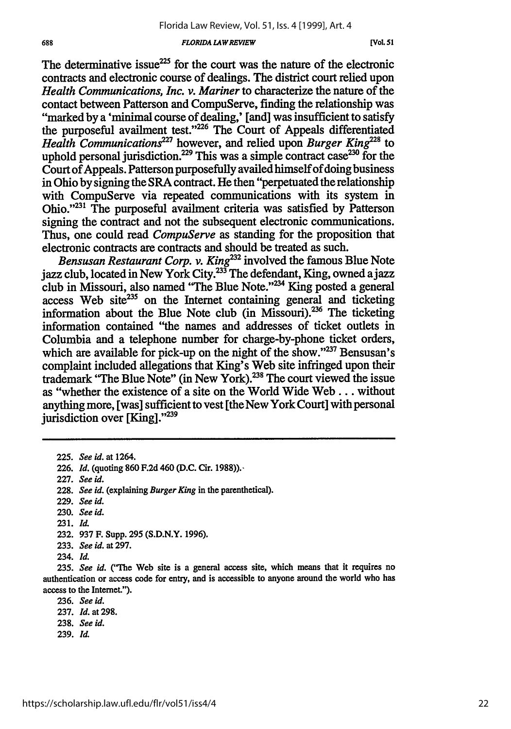The determinative issue[225] for the court was the nature of the electronic contracts and electronic course of dealings. The district court relied upon *Health Communications, Inc. v. Mariner* to characterize the nature of the contact between Patterson and CompuServe, finding the relationship was "marked by a 'minimal course of dealing,' [and] was insufficient to satisfy the purposeful availment test."[226] The Court of Appeals differentiated *Health Communications*[227] however, and relied upon *Burger King*[228] to uphold personal jurisdiction.[229] This was a simple contract case[230] for the Court of Appeals. Patterson purposefully availed himself of doing business in Ohio by signing the SRA contract. He then "perpetuated the relationship with CompuServe via repeated communications with its system in Ohio."[231] The purposeful availment criteria was satisfied by Patterson signing the contract and not the subsequent electronic communications. Thus, one could read *CompuServe* as standing for the proposition that electronic contracts are contracts and should be treated as such.

*Bensusan Restaurant Corp. v. King*[232] involved the famous Blue Note jazz club, located in New York City.[233] The defendant, King, owned a jazz club in Missouri, also named "The Blue Note."[234] King posted a general access Web site[235] on the Internet containing general and ticketing information about the Blue Note club (in Missouri).[236] The ticketing information contained "the names and addresses of ticket outlets in Columbia and a telephone number for charge-by-phone ticket orders, which are available for pick-up on the night of the show."[237] Bensusan's complaint included allegations that King's Web site infringed upon their trademark "The Blue Note" (in New York).[238] The court viewed the issue as "whether the existence of a site on the World Wide Web . . . without anything more, [was] sufficient to vest [the New York Court] with personal jurisdiction over [King]."[239]

---

225. *See id.* at 1264.

226. *Id.* (quoting 860 F.2d 460 (D.C. Cir. 1988)).

227. *See id.*

228. *See id.* (explaining *Burger King* in the parenthetical).

229. *See id.*

230. *See id.*

231. *Id.*

232. 937 F. Supp. 295 (S.D.N.Y. 1996).

233. *See id.* at 297.

234. *Id.*

235. *See id.* ("The Web site is a general access site, which means that it requires no authentication or access code for entry, and is accessible to anyone around the world who has access to the Internet.").

236. *See id.*

237. *Id.* at 298.

238. *See id.*

239. *Id.*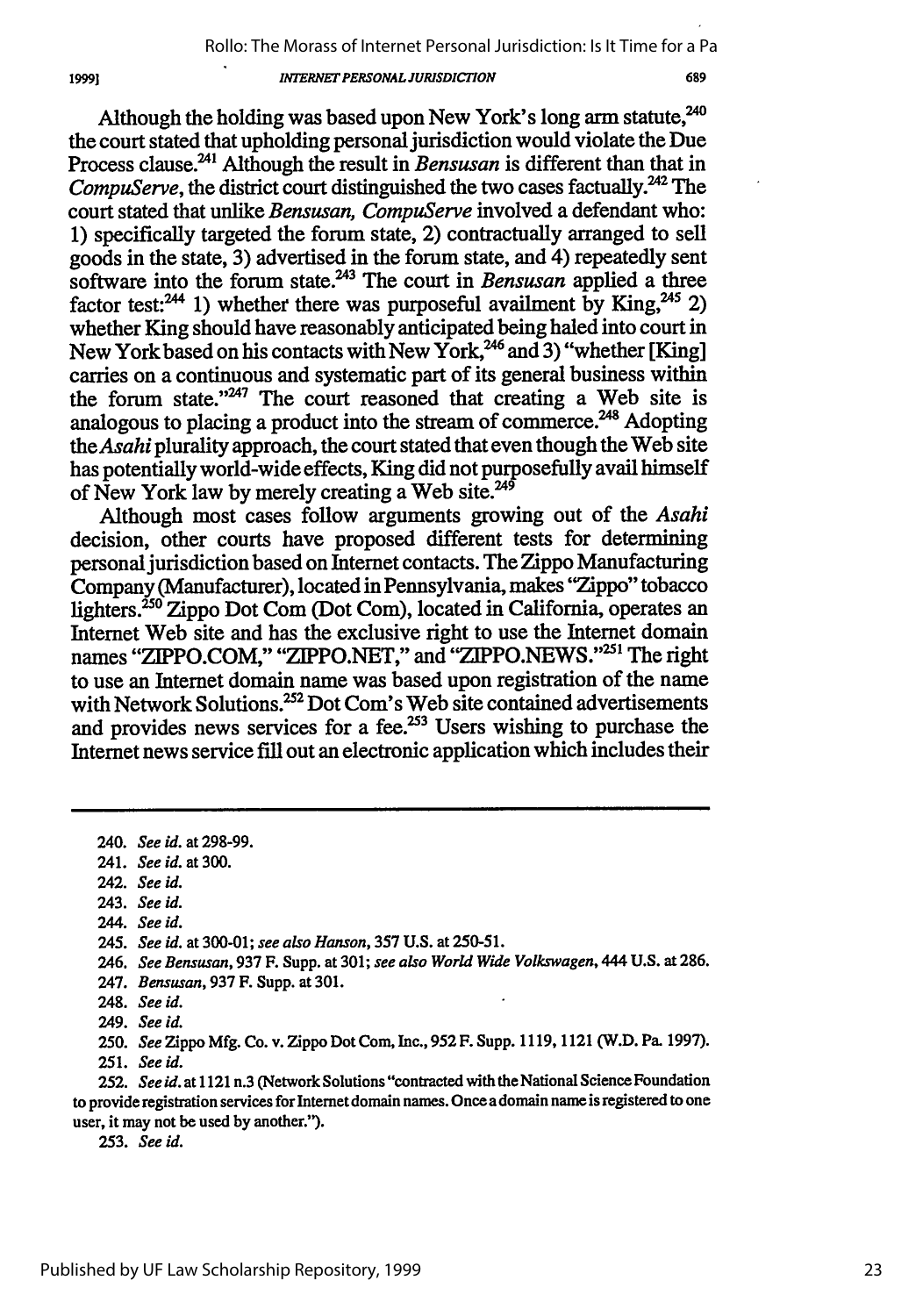Although the holding was based upon New York's long arm statute,[240] the court stated that upholding personal jurisdiction would violate the Due Process clause.[241] Although the result in *Bensusan* is different than that in *CompuServe*, the district court distinguished the two cases factually.[242] The court stated that unlike *Bensusan, CompuServe* involved a defendant who: 1) specifically targeted the forum state, 2) contractually arranged to sell goods in the state, 3) advertised in the forum state, and 4) repeatedly sent software into the forum state.[243] The court in *Bensusan* applied a three factor test:[244] 1) whether there was purposeful availment by King,[245] 2) whether King should have reasonably anticipated being haled into court in New York based on his contacts with New York,[246] and 3) "whether [King] carries on a continuous and systematic part of its general business within the forum state."[247] The court reasoned that creating a Web site is analogous to placing a product into the stream of commerce.[248] Adopting the *Asahi* plurality approach, the court stated that even though the Web site has potentially world-wide effects, King did not purposefully avail himself of New York law by merely creating a Web site.[249]

Although most cases follow arguments growing out of the *Asahi* decision, other courts have proposed different tests for determining personal jurisdiction based on Internet contacts. The Zippo Manufacturing Company (Manufacturer), located in Pennsylvania, makes "Zippo" tobacco lighters.[250] Zippo Dot Com (Dot Com), located in California, operates an Internet Web site and has the exclusive right to use the Internet domain names "ZIPPO.COM," "ZIPPO.NET," and "ZIPPO.NEWS."[251] The right to use an Internet domain name was based upon registration of the name with Network Solutions.[252] Dot Com's Web site contained advertisements and provides news services for a fee.[253] Users wishing to purchase the Internet news service fill out an electronic application which includes their

---

240. *See id.* at 298-99.

241. *See id.* at 300.

242. *See id.*

243. *See id.*

244. *See id.*

245. *See id.* at 300-01; *see also Hanson*, 357 U.S. at 250-51.

246. *See Bensusan*, 937 F. Supp. at 301; *see also World Wide Volkswagen*, 444 U.S. at 286.

247. *Bensusan*, 937 F. Supp. at 301.

248. *See id.*

249. *See id.*

250. *See* Zippo Mfg. Co. v. Zippo Dot Com, Inc., 952 F. Supp. 1119, 1121 (W.D. Pa. 1997).

251. *See id.*

252. *See id.* at 1121 n.3 (Network Solutions "contracted with the National Science Foundation to provide registration services for Internet domain names. Once a domain name is registered to one user, it may not be used by another.").

253. *See id.*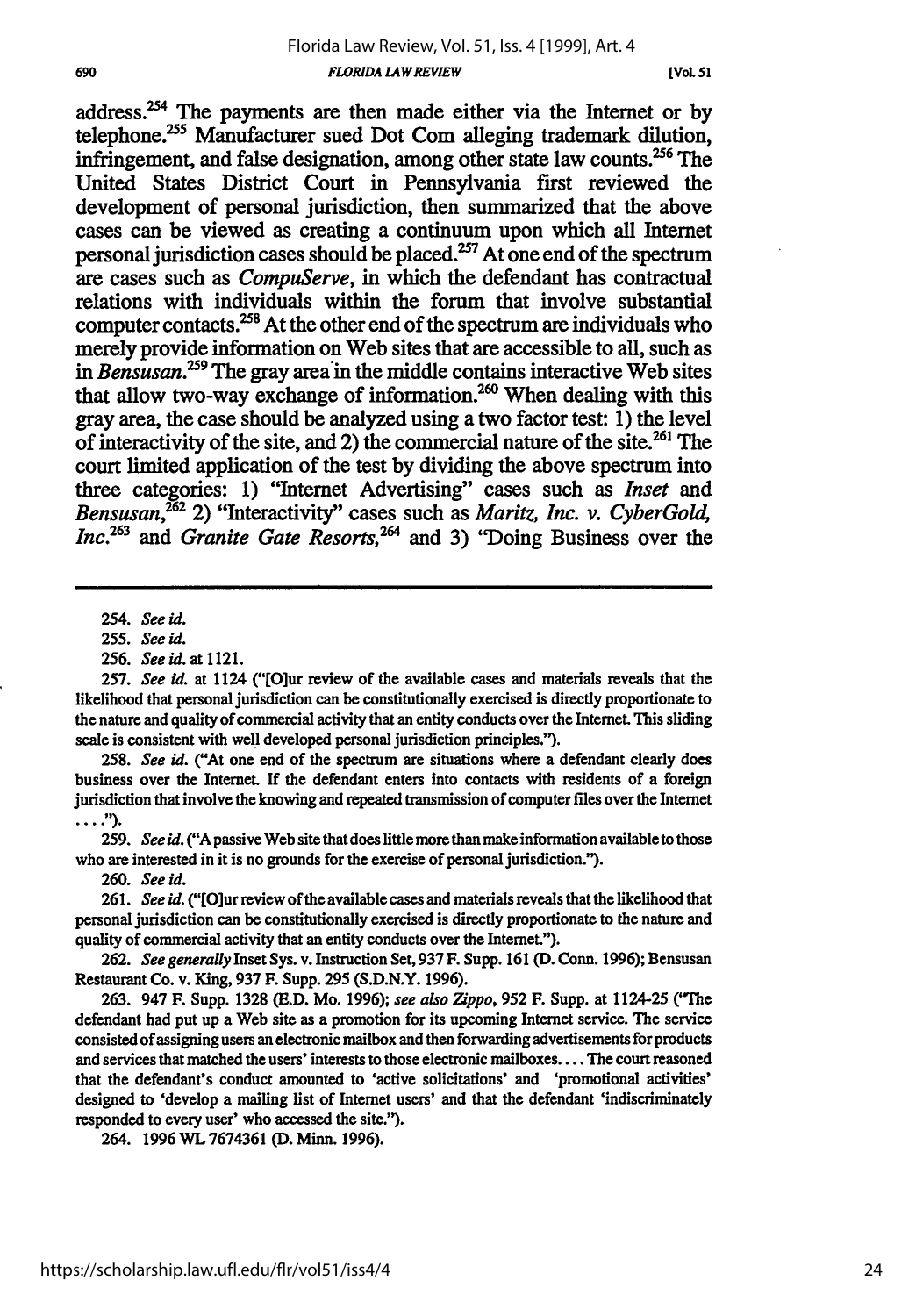address.[254] The payments are then made either via the Internet or by telephone.[255] Manufacturer sued Dot Com alleging trademark dilution, infringement, and false designation, among other state law counts.[256] The United States District Court in Pennsylvania first reviewed the development of personal jurisdiction, then summarized that the above cases can be viewed as creating a continuum upon which all Internet personal jurisdiction cases should be placed.[257] At one end of the spectrum are cases such as *CompuServe*, in which the defendant has contractual relations with individuals within the forum that involve substantial computer contacts.[258] At the other end of the spectrum are individuals who merely provide information on Web sites that are accessible to all, such as in *Bensusan*.[259] The gray area in the middle contains interactive Web sites that allow two-way exchange of information.[260] When dealing with this gray area, the case should be analyzed using a two factor test: 1) the level of interactivity of the site, and 2) the commercial nature of the site.[261] The court limited application of the test by dividing the above spectrum into three categories: 1) "Internet Advertising" cases such as *Inset* and *Bensusan*,[262] 2) "Interactivity" cases such as *Maritz, Inc. v. CyberGold, Inc.*[263] and *Granite Gate Resorts*,[264] and 3) "Doing Business over the

---

254. *See id.*

255. *See id.*

256. *See id.* at 1121.

257. *See id.* at 1124 ("[O]ur review of the available cases and materials reveals that the likelihood that personal jurisdiction can be constitutionally exercised is directly proportionate to the nature and quality of commercial activity that an entity conducts over the Internet. This sliding scale is consistent with well developed personal jurisdiction principles.").

258. *See id.* ("At one end of the spectrum are situations where a defendant clearly does business over the Internet. If the defendant enters into contacts with residents of a foreign jurisdiction that involve the knowing and repeated transmission of computer files over the Internet . . . .").

259. *See id.* ("A passive Web site that does little more than make information available to those who are interested in it is no grounds for the exercise of personal jurisdiction.").

260. *See id.*

261. *See id.* ("[O]ur review of the available cases and materials reveals that the likelihood that personal jurisdiction can be constitutionally exercised is directly proportionate to the nature and quality of commercial activity that an entity conducts over the Internet.").

262. *See generally* Inset Sys. v. Instruction Set, 937 F. Supp. 161 (D. Conn. 1996); Bensusan Restaurant Co. v. King, 937 F. Supp. 295 (S.D.N.Y. 1996).

263. 947 F. Supp. 1328 (E.D. Mo. 1996); *see also Zippo*, 952 F. Supp. at 1124-25 ("The defendant had put up a Web site as a promotion for its upcoming Internet service. The service consisted of assigning users an electronic mailbox and then forwarding advertisements for products and services that matched the users' interests to those electronic mailboxes. . . . The court reasoned that the defendant's conduct amounted to 'active solicitations' and 'promotional activities' designed to 'develop a mailing list of Internet users' and that the defendant 'indiscriminately responded to every user' who accessed the site.").

264. 1996 WL 7674361 (D. Minn. 1996).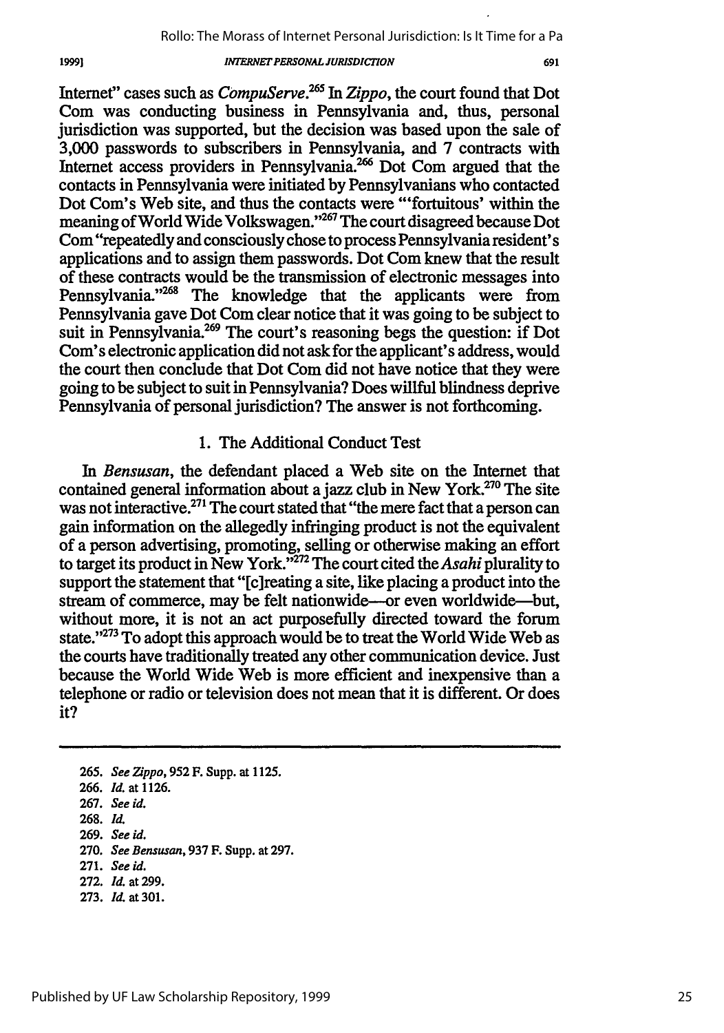Internet" cases such as *CompuServe*.[265] In *Zippo*, the court found that Dot Com was conducting business in Pennsylvania and, thus, personal jurisdiction was supported, but the decision was based upon the sale of 3,000 passwords to subscribers in Pennsylvania, and 7 contracts with Internet access providers in Pennsylvania.[266] Dot Com argued that the contacts in Pennsylvania were initiated by Pennsylvanians who contacted Dot Com's Web site, and thus the contacts were "'fortuitous' within the meaning of World Wide Volkswagen."[267] The court disagreed because Dot Com "repeatedly and consciously chose to process Pennsylvania resident's applications and to assign them passwords. Dot Com knew that the result of these contracts would be the transmission of electronic messages into Pennsylvania."[268] The knowledge that the applicants were from Pennsylvania gave Dot Com clear notice that it was going to be subject to suit in Pennsylvania.[269] The court's reasoning begs the question: if Dot Com's electronic application did not ask for the applicant's address, would the court then conclude that Dot Com did not have notice that they were going to be subject to suit in Pennsylvania? Does willful blindness deprive Pennsylvania of personal jurisdiction? The answer is not forthcoming.

### 1. The Additional Conduct Test

In *Bensusan*, the defendant placed a Web site on the Internet that contained general information about a jazz club in New York.[270] The site was not interactive.[271] The court stated that "the mere fact that a person can gain information on the allegedly infringing product is not the equivalent of a person advertising, promoting, selling or otherwise making an effort to target its product in New York."[272] The court cited the *Asahi* plurality to support the statement that "[c]reating a site, like placing a product into the stream of commerce, may be felt nationwide—or even worldwide—but, without more, it is not an act purposefully directed toward the forum state."[273] To adopt this approach would be to treat the World Wide Web as the courts have traditionally treated any other communication device. Just because the World Wide Web is more efficient and inexpensive than a telephone or radio or television does not mean that it is different. Or does it?

---

265. *See Zippo*, 952 F. Supp. at 1125.
266. *Id.* at 1126.
267. *See id.*
268. *Id.*
269. *See id.*
270. *See Bensusan*, 937 F. Supp. at 297.
271. *See id.*
272. *Id.* at 299.
273. *Id.* at 301.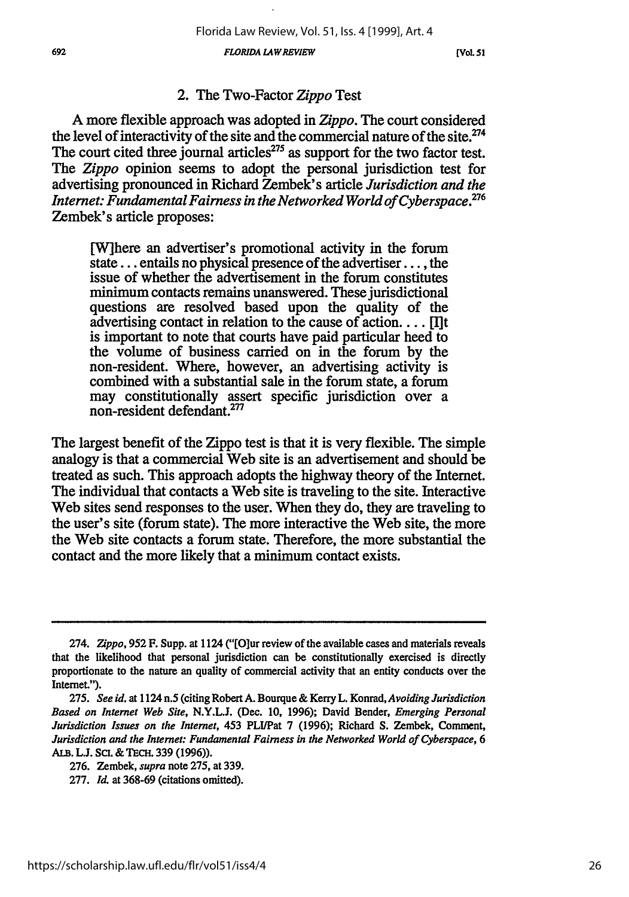### 2. The Two-Factor *Zippo* Test

A more flexible approach was adopted in *Zippo*. The court considered the level of interactivity of the site and the commercial nature of the site.[274] The court cited three journal articles[275] as support for the two factor test. The *Zippo* opinion seems to adopt the personal jurisdiction test for advertising pronounced in Richard Zembek's article *Jurisdiction and the Internet: Fundamental Fairness in the Networked World of Cyberspace*.[276] Zembek's article proposes:

> [W]here an advertiser's promotional activity in the forum state . . . entails no physical presence of the advertiser . . . , the issue of whether the advertisement in the forum constitutes minimum contacts remains unanswered. These jurisdictional questions are resolved based upon the quality of the advertising contact in relation to the cause of action. . . . [I]t is important to note that courts have paid particular heed to the volume of business carried on in the forum by the non-resident. Where, however, an advertising activity is combined with a substantial sale in the forum state, a forum may constitutionally assert specific jurisdiction over a non-resident defendant.[277]

The largest benefit of the Zippo test is that it is very flexible. The simple analogy is that a commercial Web site is an advertisement and should be treated as such. This approach adopts the highway theory of the Internet. The individual that contacts a Web site is traveling to the site. Interactive Web sites send responses to the user. When they do, they are traveling to the user's site (forum state). The more interactive the Web site, the more the Web site contacts a forum state. Therefore, the more substantial the contact and the more likely that a minimum contact exists.

---

274. *Zippo*, 952 F. Supp. at 1124 ("[O]ur review of the available cases and materials reveals that the likelihood that personal jurisdiction can be constitutionally exercised is directly proportionate to the nature an quality of commercial activity that an entity conducts over the Internet.").

275. *See id.* at 1124 n.5 (citing Robert A. Bourque & Kerry L. Konrad, *Avoiding Jurisdiction Based on Internet Web Site*, N.Y.L.J. (Dec. 10, 1996); David Bender, *Emerging Personal Jurisdiction Issues on the Internet*, 453 PLI/Pat 7 (1996); Richard S. Zembek, Comment, *Jurisdiction and the Internet: Fundamental Fairness in the Networked World of Cyberspace*, 6 ALB. L.J. SCI. & TECH. 339 (1996)).

276. Zembek, *supra* note 275, at 339.

277. *Id.* at 368-69 (citations omitted).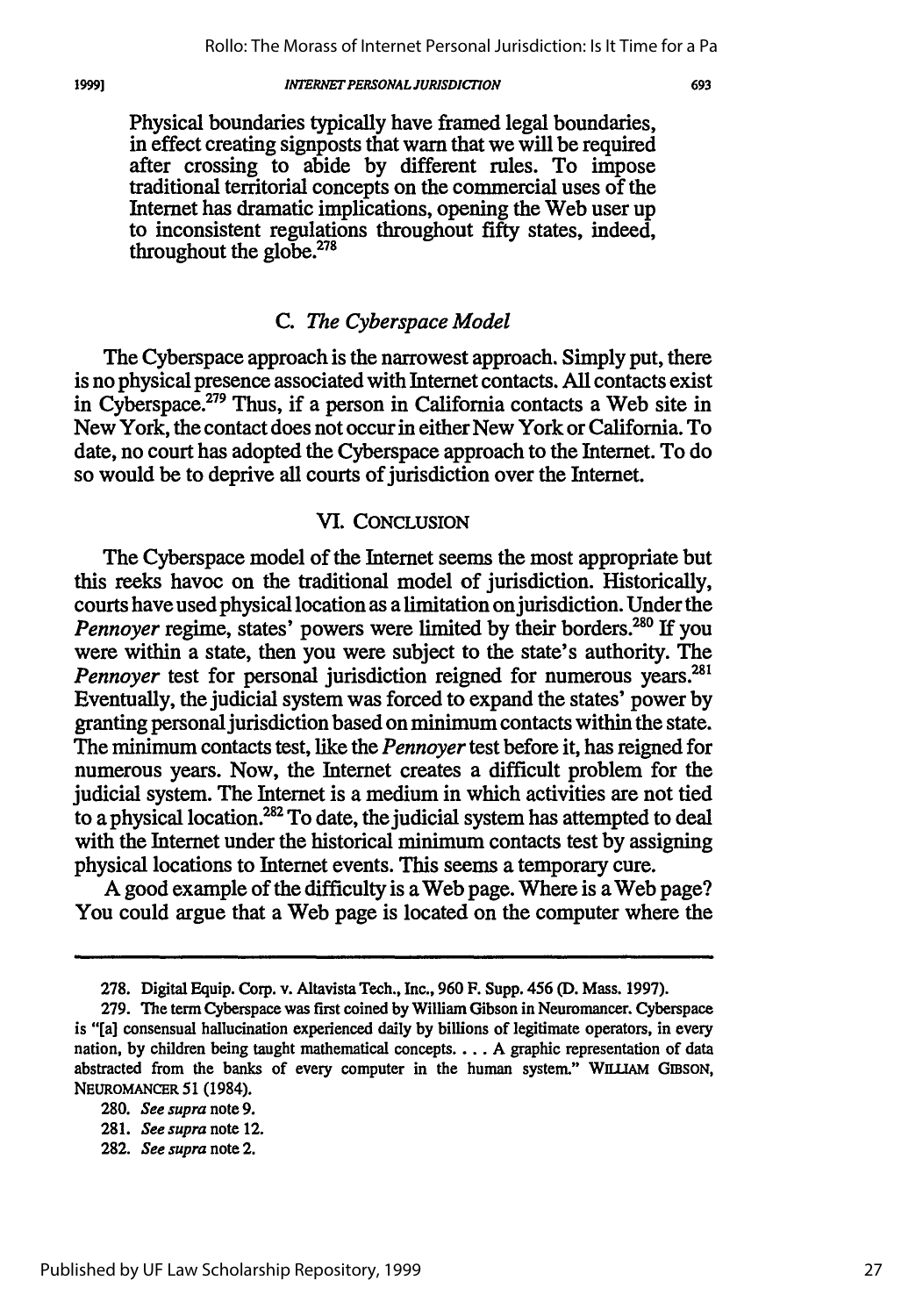Physical boundaries typically have framed legal boundaries, in effect creating signposts that warn that we will be required after crossing to abide by different rules. To impose traditional territorial concepts on the commercial uses of the Internet has dramatic implications, opening the Web user up to inconsistent regulations throughout fifty states, indeed, throughout the globe.[278]

### C. *The Cyberspace Model*

The Cyberspace approach is the narrowest approach. Simply put, there is no physical presence associated with Internet contacts. All contacts exist in Cyberspace.[279] Thus, if a person in California contacts a Web site in New York, the contact does not occur in either New York or California. To date, no court has adopted the Cyberspace approach to the Internet. To do so would be to deprive all courts of jurisdiction over the Internet.

## VI. CONCLUSION

The Cyberspace model of the Internet seems the most appropriate but this reeks havoc on the traditional model of jurisdiction. Historically, courts have used physical location as a limitation on jurisdiction. Under the *Pennoyer* regime, states' powers were limited by their borders.[280] If you were within a state, then you were subject to the state's authority. The *Pennoyer* test for personal jurisdiction reigned for numerous years.[281] Eventually, the judicial system was forced to expand the states' power by granting personal jurisdiction based on minimum contacts within the state. The minimum contacts test, like the *Pennoyer* test before it, has reigned for numerous years. Now, the Internet creates a difficult problem for the judicial system. The Internet is a medium in which activities are not tied to a physical location.[282] To date, the judicial system has attempted to deal with the Internet under the historical minimum contacts test by assigning physical locations to Internet events. This seems a temporary cure.

A good example of the difficulty is a Web page. Where is a Web page? You could argue that a Web page is located on the computer where the

---

278. Digital Equip. Corp. v. Altavista Tech., Inc., 960 F. Supp. 456 (D. Mass. 1997).

279. The term Cyberspace was first coined by William Gibson in Neuromancer. Cyberspace is "[a] consensual hallucination experienced daily by billions of legitimate operators, in every nation, by children being taught mathematical concepts. . . . A graphic representation of data abstracted from the banks of every computer in the human system." WILLIAM GIBSON, NEUROMANCER 51 (1984).

280. *See supra* note 9.

281. *See supra* note 12.

282. *See supra* note 2.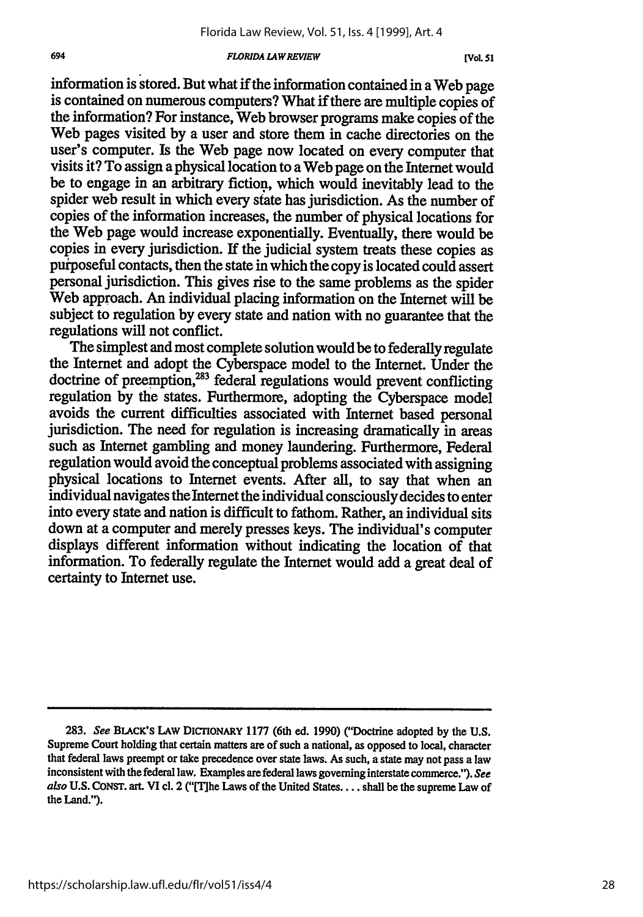information is stored. But what if the information contained in a Web page is contained on numerous computers? What if there are multiple copies of the information? For instance, Web browser programs make copies of the Web pages visited by a user and store them in cache directories on the user's computer. Is the Web page now located on every computer that visits it? To assign a physical location to a Web page on the Internet would be to engage in an arbitrary fiction, which would inevitably lead to the spider web result in which every state has jurisdiction. As the number of copies of the information increases, the number of physical locations for the Web page would increase exponentially. Eventually, there would be copies in every jurisdiction. If the judicial system treats these copies as purposeful contacts, then the state in which the copy is located could assert personal jurisdiction. This gives rise to the same problems as the spider Web approach. An individual placing information on the Internet will be subject to regulation by every state and nation with no guarantee that the regulations will not conflict.

The simplest and most complete solution would be to federally regulate the Internet and adopt the Cyberspace model to the Internet. Under the doctrine of preemption,[283] federal regulations would prevent conflicting regulation by the states. Furthermore, adopting the Cyberspace model avoids the current difficulties associated with Internet based personal jurisdiction. The need for regulation is increasing dramatically in areas such as Internet gambling and money laundering. Furthermore, Federal regulation would avoid the conceptual problems associated with assigning physical locations to Internet events. After all, to say that when an individual navigates the Internet the individual consciously decides to enter into every state and nation is difficult to fathom. Rather, an individual sits down at a computer and merely presses keys. The individual's computer displays different information without indicating the location of that information. To federally regulate the Internet would add a great deal of certainty to Internet use.

---

283. *See* BLACK'S LAW DICTIONARY 1177 (6th ed. 1990) ("Doctrine adopted by the U.S. Supreme Court holding that certain matters are of such a national, as opposed to local, character that federal laws preempt or take precedence over state laws. As such, a state may not pass a law inconsistent with the federal law. Examples are federal laws governing interstate commerce."). *See also* U.S. CONST. art. VI cl. 2 ("[T]he Laws of the United States. . . . shall be the supreme Law of the Land.").